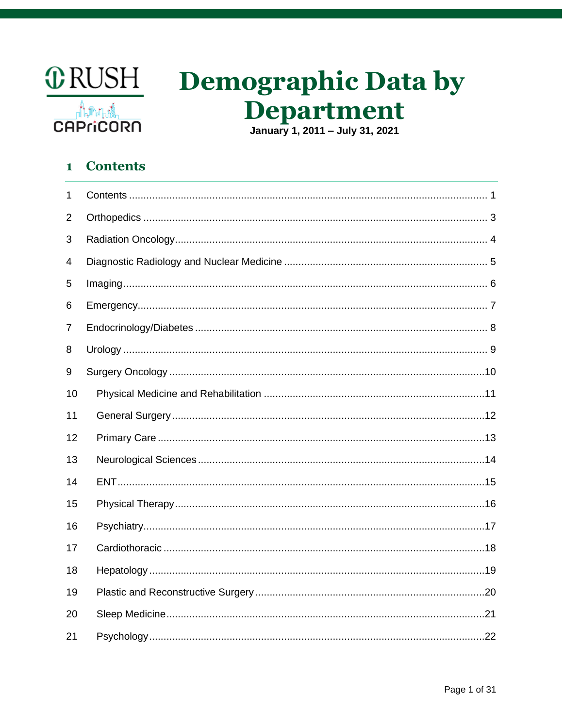RUSH

CAPriCORN

# Demographic Data by Department

**January 1, 2011 – July 31, 2021**

## 1 Contents

1 Contents ........ 1

2 Orthopedics ........ 3

3 Radiation Oncology ........ 4

4 Diagnostic Radiology and Nuclear Medicine ........ 5

5 Imaging ........ 6

6 Emergency ........ 7

7 Endocrinology/Diabetes ........ 8

8 Urology ........ 9

9 Surgery Oncology ........ 10

10 Physical Medicine and Rehabilitation ........ 11

11 General Surgery ........ 12

12 Primary Care ........ 13

13 Neurological Sciences ........ 14

14 ENT ........ 15

15 Physical Therapy ........ 16

16 Psychiatry ........ 17

17 Cardiothoracic ........ 18

18 Hepatology ........ 19

19 Plastic and Reconstructive Surgery ........ 20

20 Sleep Medicine ........ 21

21 Psychology ........ 22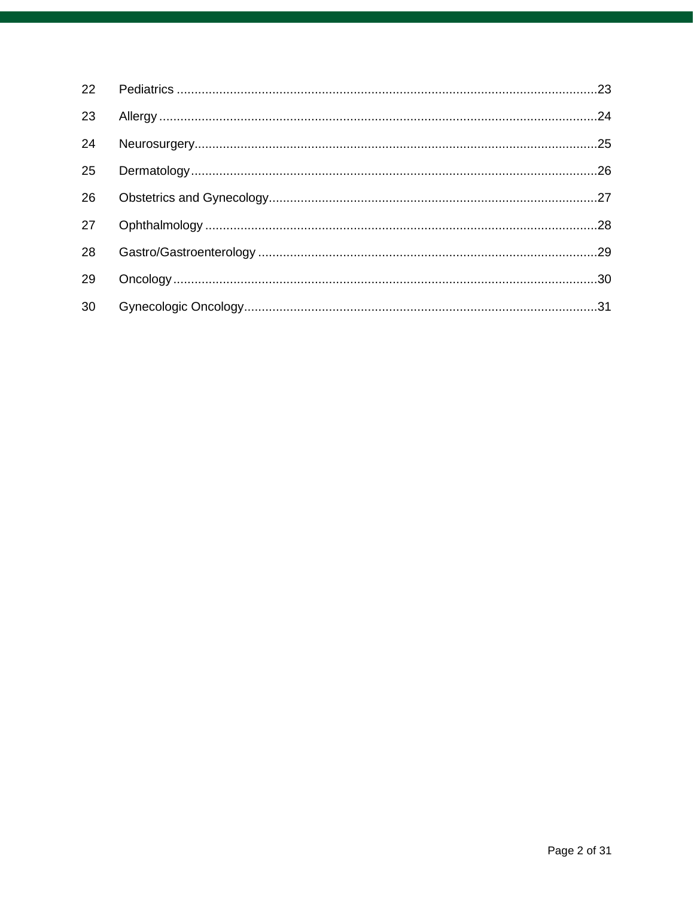22 Pediatrics ....................................................................................................................23

23 Allergy ..........................................................................................................................24

24 Neurosurgery................................................................................................................25

25 Dermatology..................................................................................................................26

26 Obstetrics and Gynecology............................................................................................27

27 Ophthalmology .............................................................................................................28

28 Gastro/Gastroenterology ...............................................................................................29

29 Oncology.......................................................................................................................30

30 Gynecologic Oncology...................................................................................................31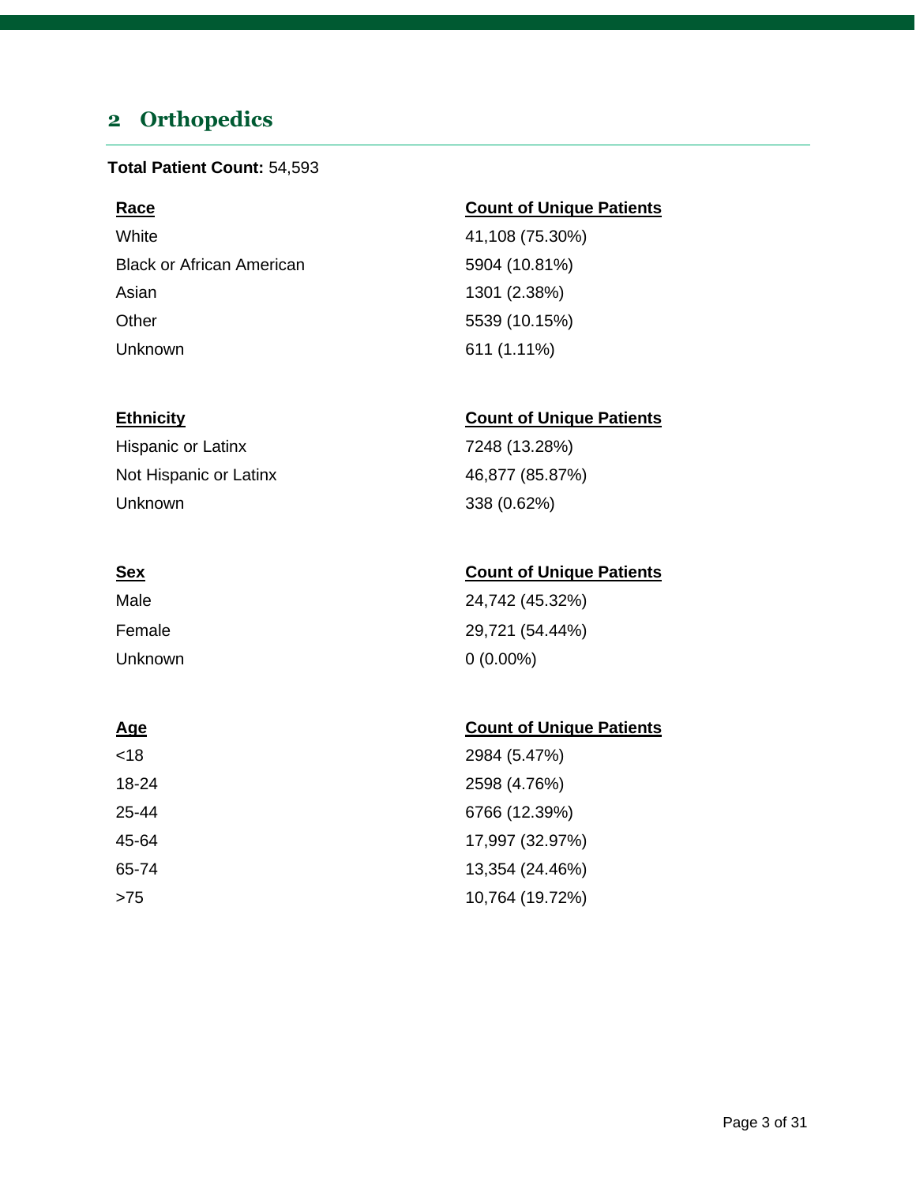## 2 Orthopedics

**Total Patient Count:** 54,593

| Race | Count of Unique Patients |
| --- | --- |
| White | 41,108 (75.30%) |
| Black or African American | 5904 (10.81%) |
| Asian | 1301 (2.38%) |
| Other | 5539 (10.15%) |
| Unknown | 611 (1.11%) |

| Ethnicity | Count of Unique Patients |
| --- | --- |
| Hispanic or Latinx | 7248 (13.28%) |
| Not Hispanic or Latinx | 46,877 (85.87%) |
| Unknown | 338 (0.62%) |

| Sex | Count of Unique Patients |
| --- | --- |
| Male | 24,742 (45.32%) |
| Female | 29,721 (54.44%) |
| Unknown | 0 (0.00%) |

| Age | Count of Unique Patients |
| --- | --- |
| <18 | 2984 (5.47%) |
| 18-24 | 2598 (4.76%) |
| 25-44 | 6766 (12.39%) |
| 45-64 | 17,997 (32.97%) |
| 65-74 | 13,354 (24.46%) |
| >75 | 10,764 (19.72%) |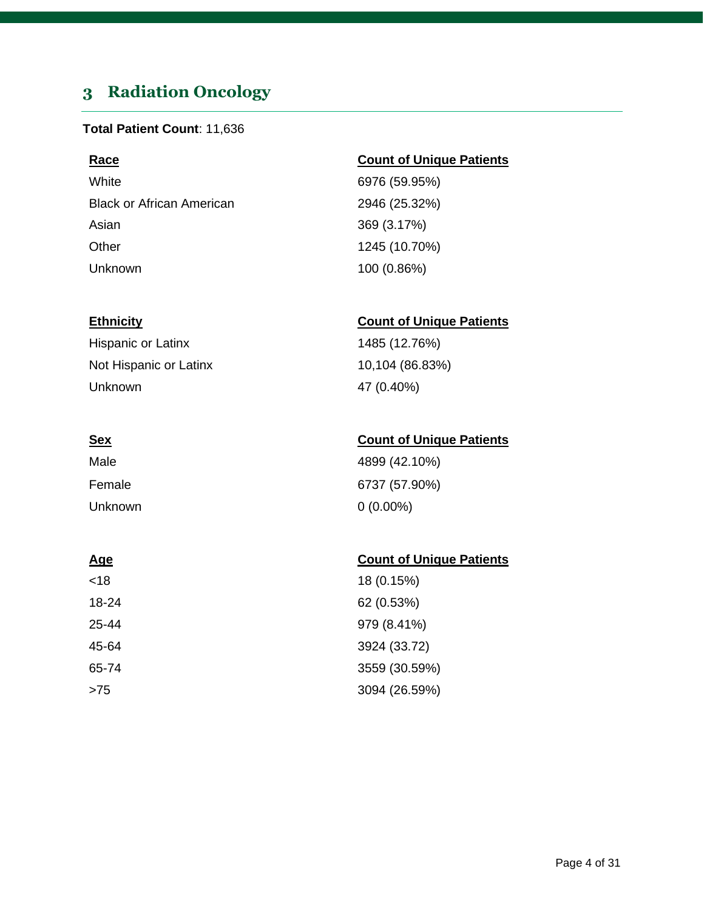## 3 Radiation Oncology

**Total Patient Count**: 11,636

| Race | Count of Unique Patients |
| --- | --- |
| White | 6976 (59.95%) |
| Black or African American | 2946 (25.32%) |
| Asian | 369 (3.17%) |
| Other | 1245 (10.70%) |
| Unknown | 100 (0.86%) |

| Ethnicity | Count of Unique Patients |
| --- | --- |
| Hispanic or Latinx | 1485 (12.76%) |
| Not Hispanic or Latinx | 10,104 (86.83%) |
| Unknown | 47 (0.40%) |

| Sex | Count of Unique Patients |
| --- | --- |
| Male | 4899 (42.10%) |
| Female | 6737 (57.90%) |
| Unknown | 0 (0.00%) |

| Age | Count of Unique Patients |
| --- | --- |
| <18 | 18 (0.15%) |
| 18-24 | 62 (0.53%) |
| 25-44 | 979 (8.41%) |
| 45-64 | 3924 (33.72) |
| 65-74 | 3559 (30.59%) |
| >75 | 3094 (26.59%) |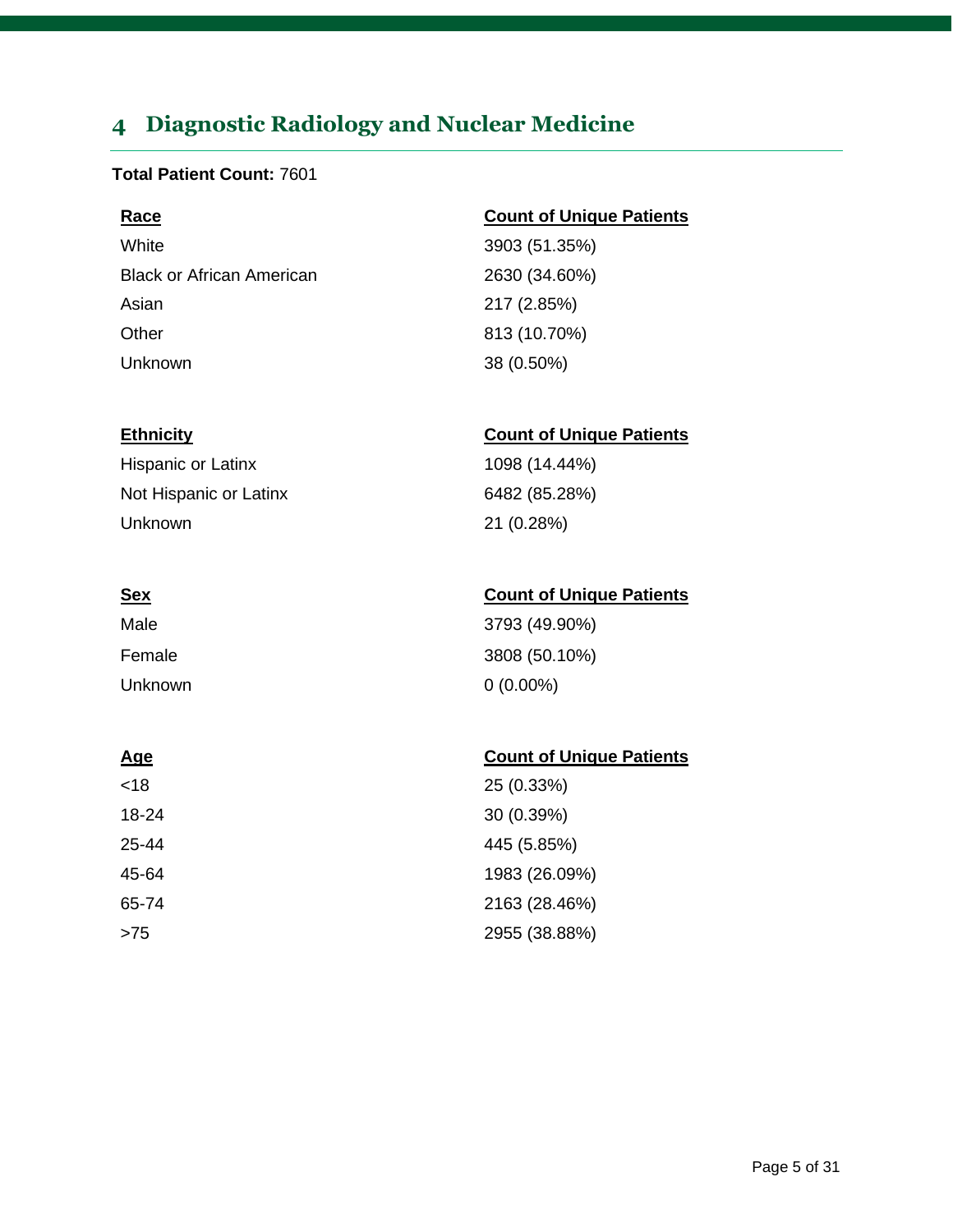## 4 Diagnostic Radiology and Nuclear Medicine

**Total Patient Count:** 7601

| Race | Count of Unique Patients |
| --- | --- |
| White | 3903 (51.35%) |
| Black or African American | 2630 (34.60%) |
| Asian | 217 (2.85%) |
| Other | 813 (10.70%) |
| Unknown | 38 (0.50%) |

| Ethnicity | Count of Unique Patients |
| --- | --- |
| Hispanic or Latinx | 1098 (14.44%) |
| Not Hispanic or Latinx | 6482 (85.28%) |
| Unknown | 21 (0.28%) |

| Sex | Count of Unique Patients |
| --- | --- |
| Male | 3793 (49.90%) |
| Female | 3808 (50.10%) |
| Unknown | 0 (0.00%) |

| Age | Count of Unique Patients |
| --- | --- |
| <18 | 25 (0.33%) |
| 18-24 | 30 (0.39%) |
| 25-44 | 445 (5.85%) |
| 45-64 | 1983 (26.09%) |
| 65-74 | 2163 (28.46%) |
| >75 | 2955 (38.88%) |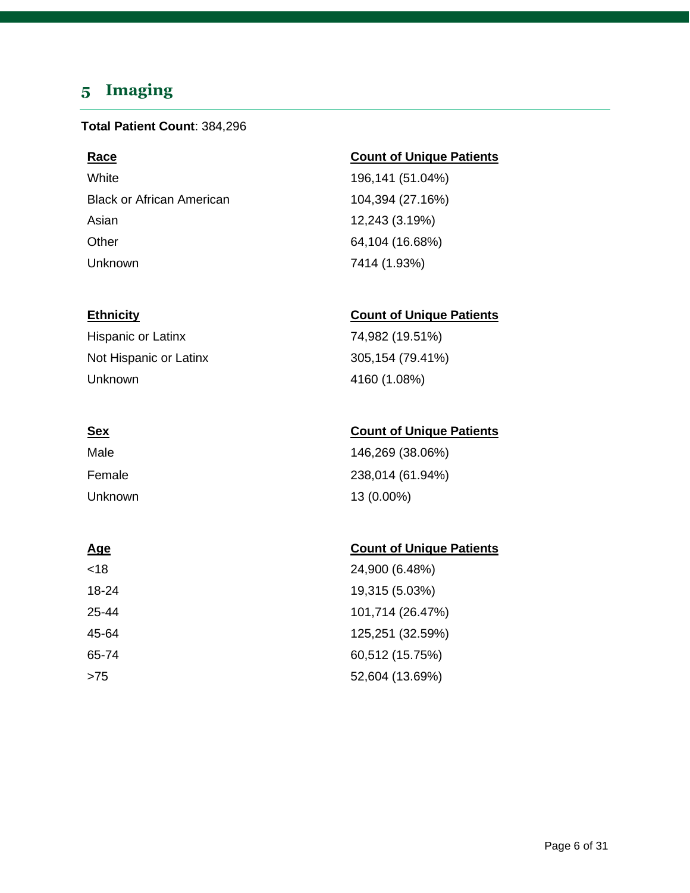## 5 Imaging

**Total Patient Count**: 384,296

| Race | Count of Unique Patients |
|---|---|
| White | 196,141 (51.04%) |
| Black or African American | 104,394 (27.16%) |
| Asian | 12,243 (3.19%) |
| Other | 64,104 (16.68%) |
| Unknown | 7414 (1.93%) |

| Ethnicity | Count of Unique Patients |
|---|---|
| Hispanic or Latinx | 74,982 (19.51%) |
| Not Hispanic or Latinx | 305,154 (79.41%) |
| Unknown | 4160 (1.08%) |

| Sex | Count of Unique Patients |
|---|---|
| Male | 146,269 (38.06%) |
| Female | 238,014 (61.94%) |
| Unknown | 13 (0.00%) |

| Age | Count of Unique Patients |
|---|---|
| <18 | 24,900 (6.48%) |
| 18-24 | 19,315 (5.03%) |
| 25-44 | 101,714 (26.47%) |
| 45-64 | 125,251 (32.59%) |
| 65-74 | 60,512 (15.75%) |
| >75 | 52,604 (13.69%) |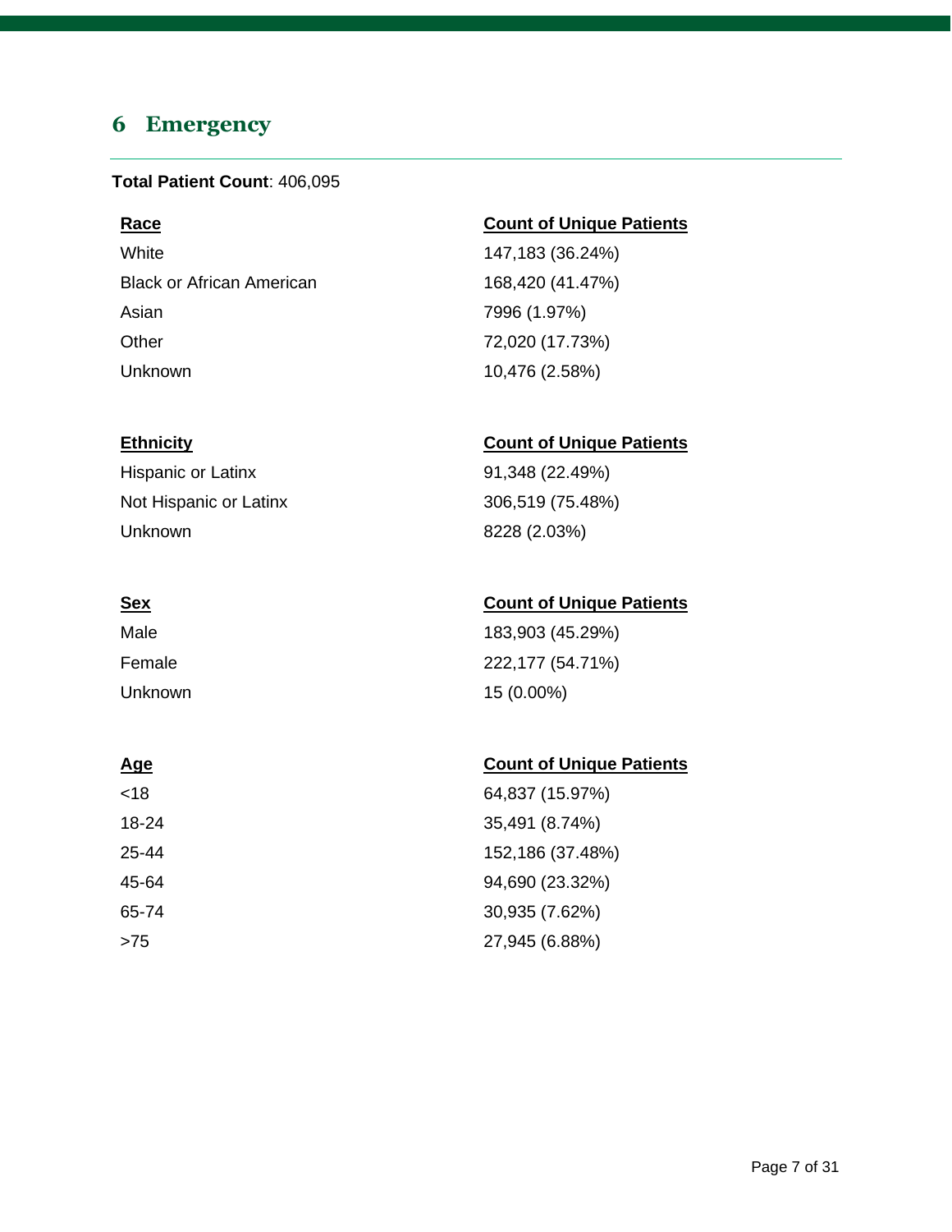## 6 Emergency

**Total Patient Count**: 406,095

| Race | Count of Unique Patients |
|---|---|
| White | 147,183 (36.24%) |
| Black or African American | 168,420 (41.47%) |
| Asian | 7996 (1.97%) |
| Other | 72,020 (17.73%) |
| Unknown | 10,476 (2.58%) |

| Ethnicity | Count of Unique Patients |
|---|---|
| Hispanic or Latinx | 91,348 (22.49%) |
| Not Hispanic or Latinx | 306,519 (75.48%) |
| Unknown | 8228 (2.03%) |

| Sex | Count of Unique Patients |
|---|---|
| Male | 183,903 (45.29%) |
| Female | 222,177 (54.71%) |
| Unknown | 15 (0.00%) |

| Age | Count of Unique Patients |
|---|---|
| <18 | 64,837 (15.97%) |
| 18-24 | 35,491 (8.74%) |
| 25-44 | 152,186 (37.48%) |
| 45-64 | 94,690 (23.32%) |
| 65-74 | 30,935 (7.62%) |
| >75 | 27,945 (6.88%) |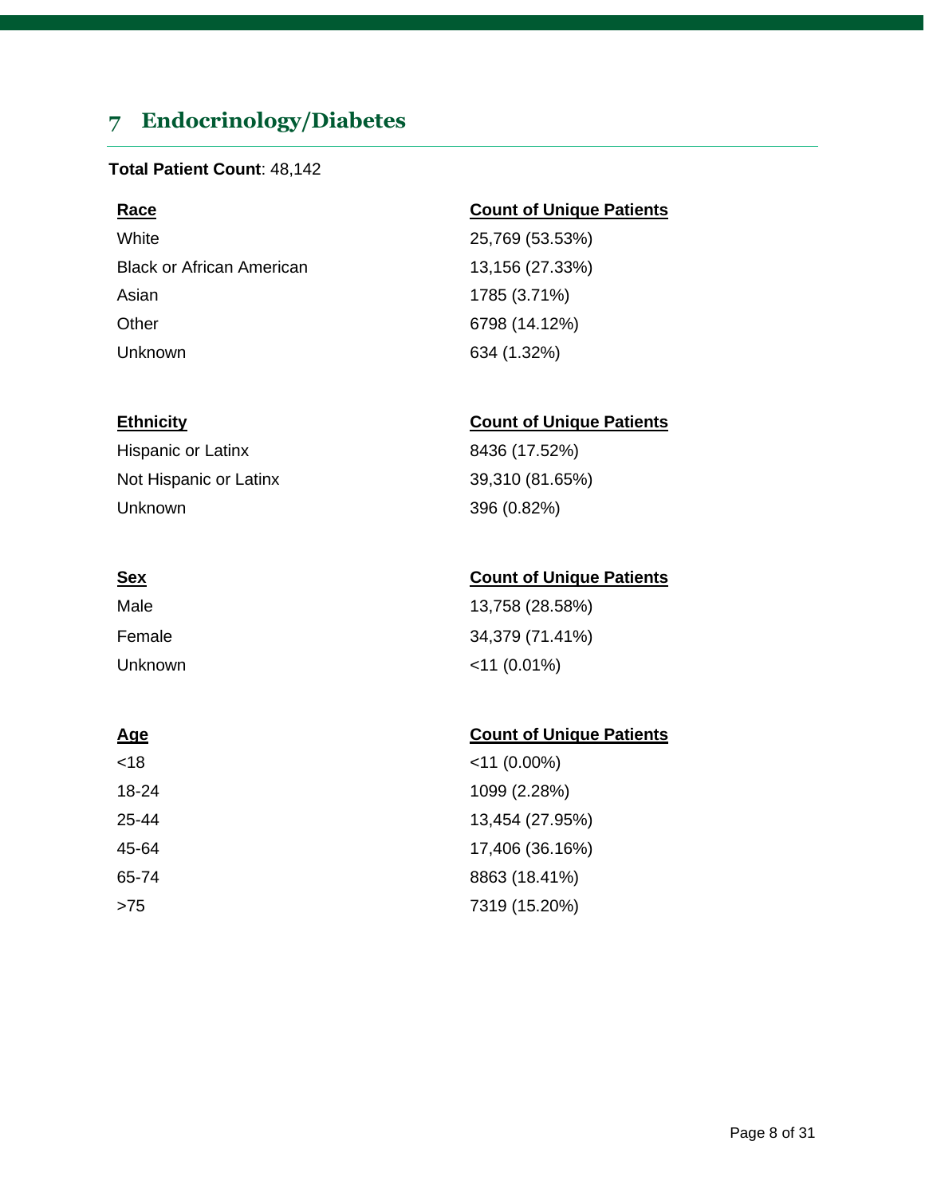## 7 Endocrinology/Diabetes

**Total Patient Count**: 48,142

| **Race** | **Count of Unique Patients** |
|---|---|
| White | 25,769 (53.53%) |
| Black or African American | 13,156 (27.33%) |
| Asian | 1785 (3.71%) |
| Other | 6798 (14.12%) |
| Unknown | 634 (1.32%) |

| **Ethnicity** | **Count of Unique Patients** |
|---|---|
| Hispanic or Latinx | 8436 (17.52%) |
| Not Hispanic or Latinx | 39,310 (81.65%) |
| Unknown | 396 (0.82%) |

| **Sex** | **Count of Unique Patients** |
|---|---|
| Male | 13,758 (28.58%) |
| Female | 34,379 (71.41%) |
| Unknown | <11 (0.01%) |

| **Age** | **Count of Unique Patients** |
|---|---|
| <18 | <11 (0.00%) |
| 18-24 | 1099 (2.28%) |
| 25-44 | 13,454 (27.95%) |
| 45-64 | 17,406 (36.16%) |
| 65-74 | 8863 (18.41%) |
| >75 | 7319 (15.20%) |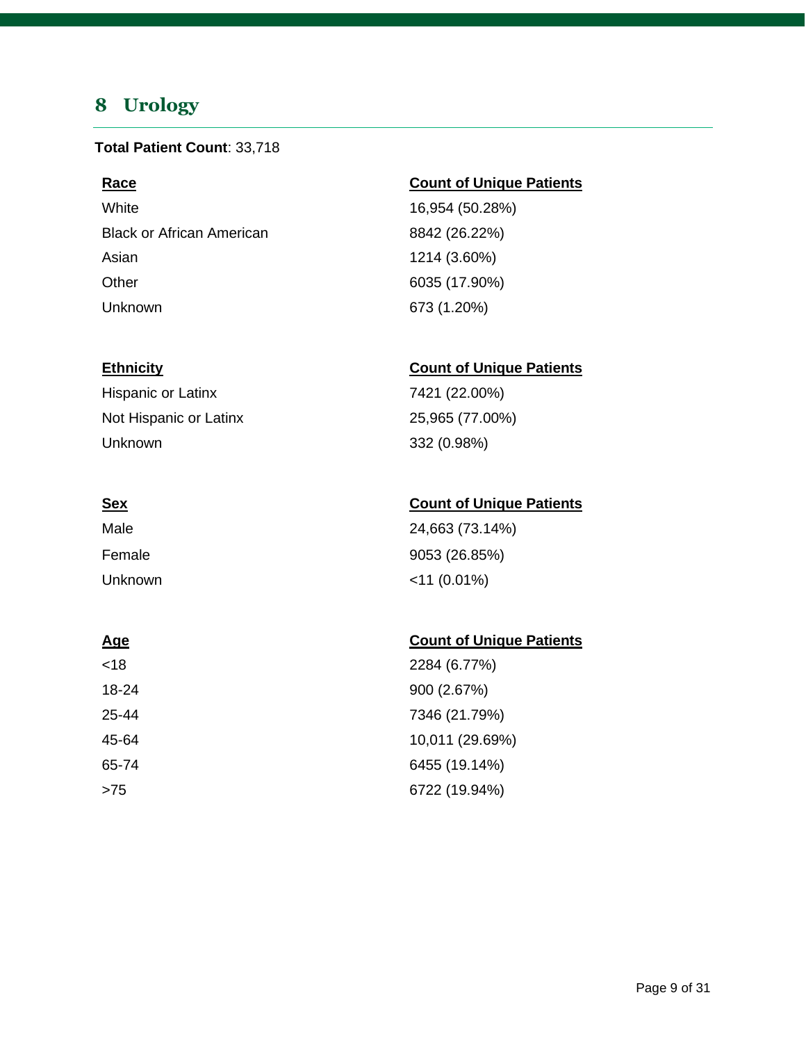## 8 Urology

**Total Patient Count**: 33,718

| Race | Count of Unique Patients |
| --- | --- |
| White | 16,954 (50.28%) |
| Black or African American | 8842 (26.22%) |
| Asian | 1214 (3.60%) |
| Other | 6035 (17.90%) |
| Unknown | 673 (1.20%) |

| Ethnicity | Count of Unique Patients |
| --- | --- |
| Hispanic or Latinx | 7421 (22.00%) |
| Not Hispanic or Latinx | 25,965 (77.00%) |
| Unknown | 332 (0.98%) |

| Sex | Count of Unique Patients |
| --- | --- |
| Male | 24,663 (73.14%) |
| Female | 9053 (26.85%) |
| Unknown | <11 (0.01%) |

| Age | Count of Unique Patients |
| --- | --- |
| <18 | 2284 (6.77%) |
| 18-24 | 900 (2.67%) |
| 25-44 | 7346 (21.79%) |
| 45-64 | 10,011 (29.69%) |
| 65-74 | 6455 (19.14%) |
| >75 | 6722 (19.94%) |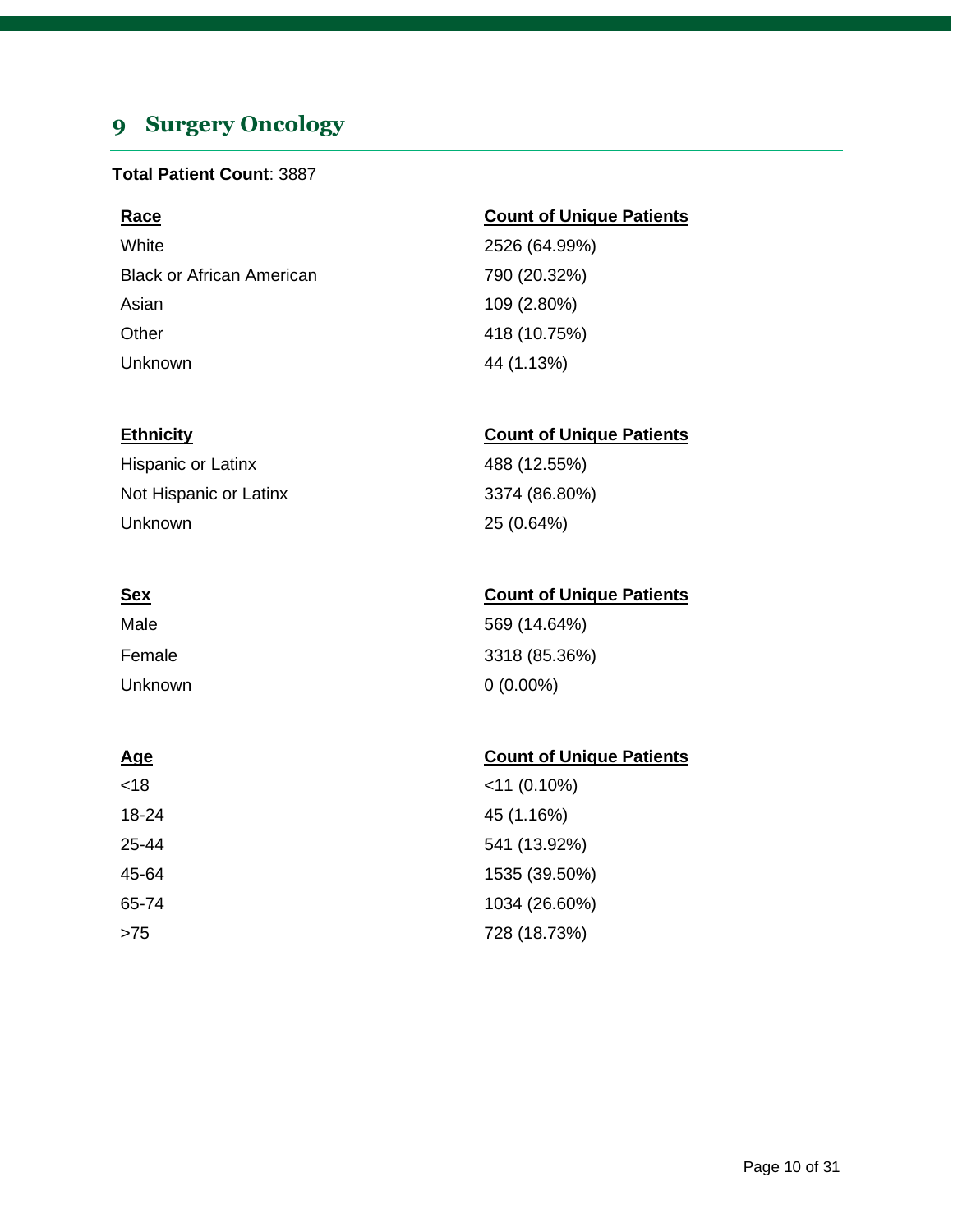# 9 Surgery Oncology

**Total Patient Count**: 3887

| Race | Count of Unique Patients |
| --- | --- |
| White | 2526 (64.99%) |
| Black or African American | 790 (20.32%) |
| Asian | 109 (2.80%) |
| Other | 418 (10.75%) |
| Unknown | 44 (1.13%) |

| Ethnicity | Count of Unique Patients |
| --- | --- |
| Hispanic or Latinx | 488 (12.55%) |
| Not Hispanic or Latinx | 3374 (86.80%) |
| Unknown | 25 (0.64%) |

| Sex | Count of Unique Patients |
| --- | --- |
| Male | 569 (14.64%) |
| Female | 3318 (85.36%) |
| Unknown | 0 (0.00%) |

| Age | Count of Unique Patients |
| --- | --- |
| <18 | <11 (0.10%) |
| 18-24 | 45 (1.16%) |
| 25-44 | 541 (13.92%) |
| 45-64 | 1535 (39.50%) |
| 65-74 | 1034 (26.60%) |
| >75 | 728 (18.73%) |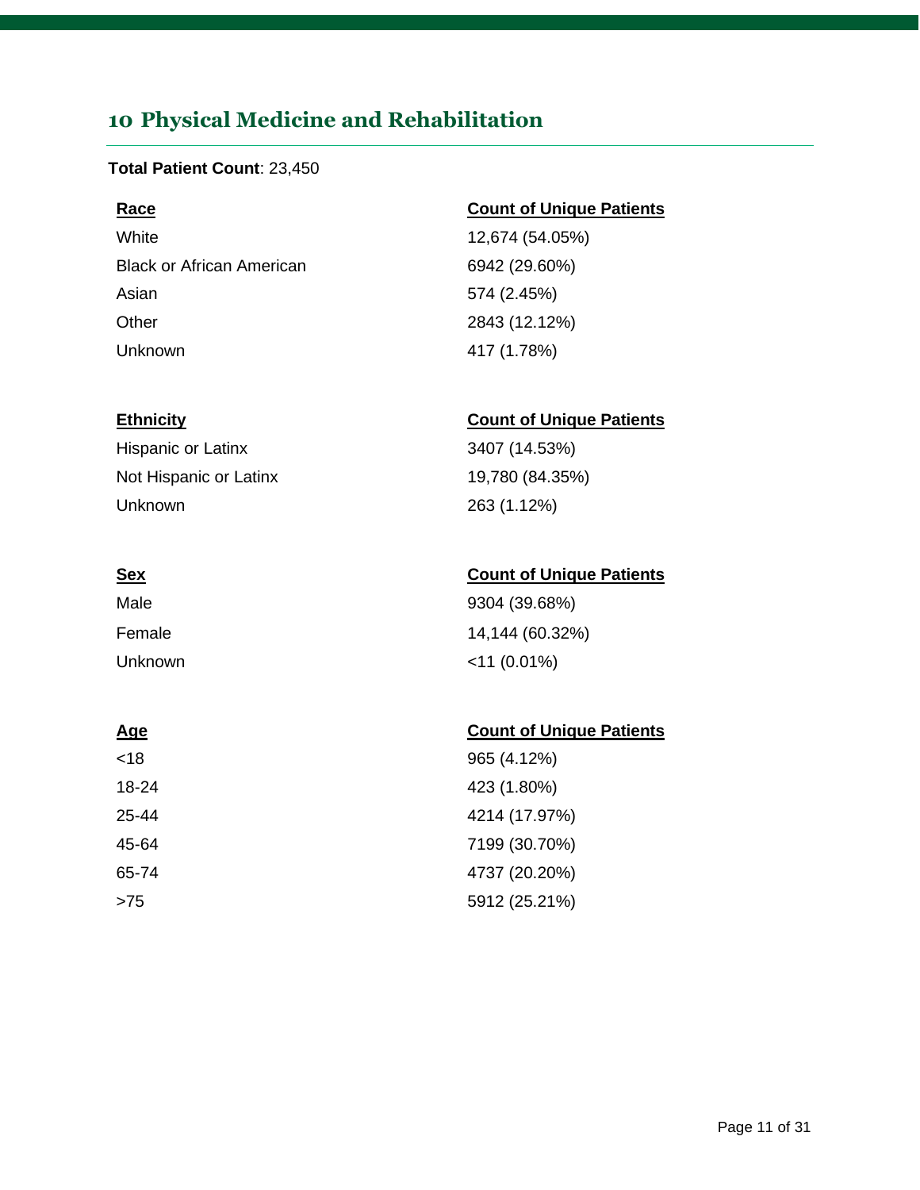## 10 Physical Medicine and Rehabilitation

**Total Patient Count**: 23,450

| Race | Count of Unique Patients |
|---|---|
| White | 12,674 (54.05%) |
| Black or African American | 6942 (29.60%) |
| Asian | 574 (2.45%) |
| Other | 2843 (12.12%) |
| Unknown | 417 (1.78%) |

| Ethnicity | Count of Unique Patients |
|---|---|
| Hispanic or Latinx | 3407 (14.53%) |
| Not Hispanic or Latinx | 19,780 (84.35%) |
| Unknown | 263 (1.12%) |

| Sex | Count of Unique Patients |
|---|---|
| Male | 9304 (39.68%) |
| Female | 14,144 (60.32%) |
| Unknown | <11 (0.01%) |

| Age | Count of Unique Patients |
|---|---|
| <18 | 965 (4.12%) |
| 18-24 | 423 (1.80%) |
| 25-44 | 4214 (17.97%) |
| 45-64 | 7199 (30.70%) |
| 65-74 | 4737 (20.20%) |
| >75 | 5912 (25.21%) |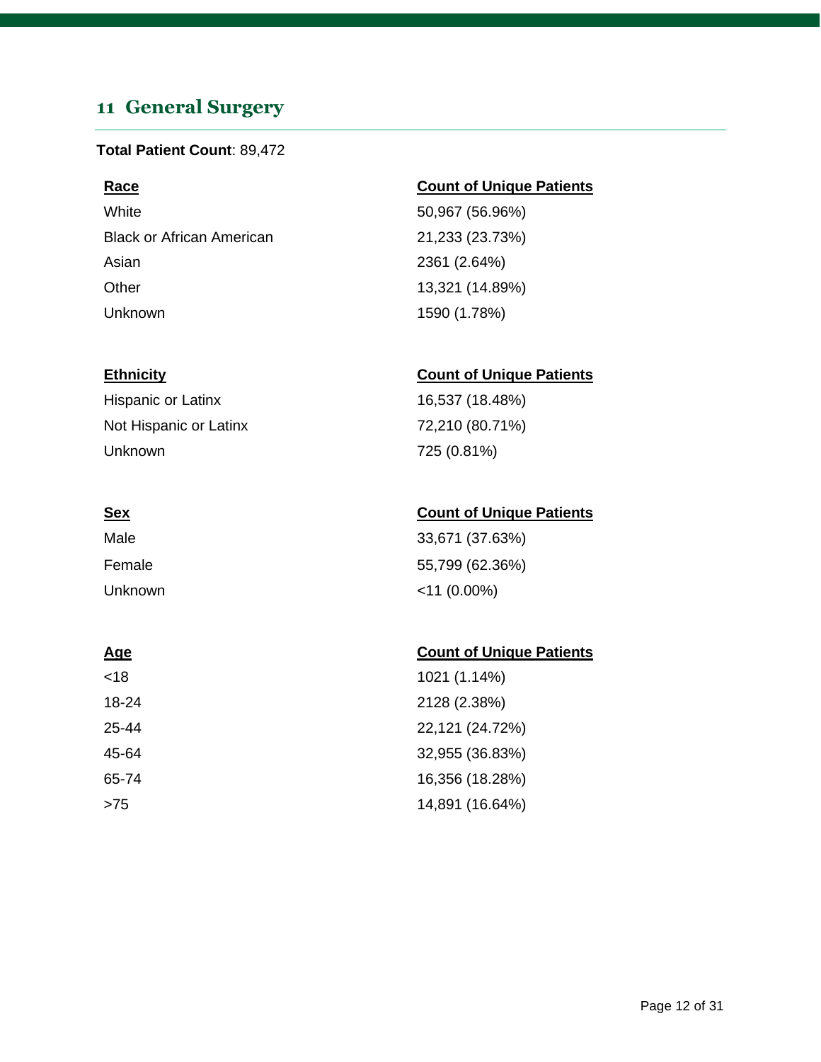## 11 General Surgery

**Total Patient Count**: 89,472

| Race | Count of Unique Patients |
|---|---|
| White | 50,967 (56.96%) |
| Black or African American | 21,233 (23.73%) |
| Asian | 2361 (2.64%) |
| Other | 13,321 (14.89%) |
| Unknown | 1590 (1.78%) |

| Ethnicity | Count of Unique Patients |
|---|---|
| Hispanic or Latinx | 16,537 (18.48%) |
| Not Hispanic or Latinx | 72,210 (80.71%) |
| Unknown | 725 (0.81%) |

| Sex | Count of Unique Patients |
|---|---|
| Male | 33,671 (37.63%) |
| Female | 55,799 (62.36%) |
| Unknown | <11 (0.00%) |

| Age | Count of Unique Patients |
|---|---|
| <18 | 1021 (1.14%) |
| 18-24 | 2128 (2.38%) |
| 25-44 | 22,121 (24.72%) |
| 45-64 | 32,955 (36.83%) |
| 65-74 | 16,356 (18.28%) |
| >75 | 14,891 (16.64%) |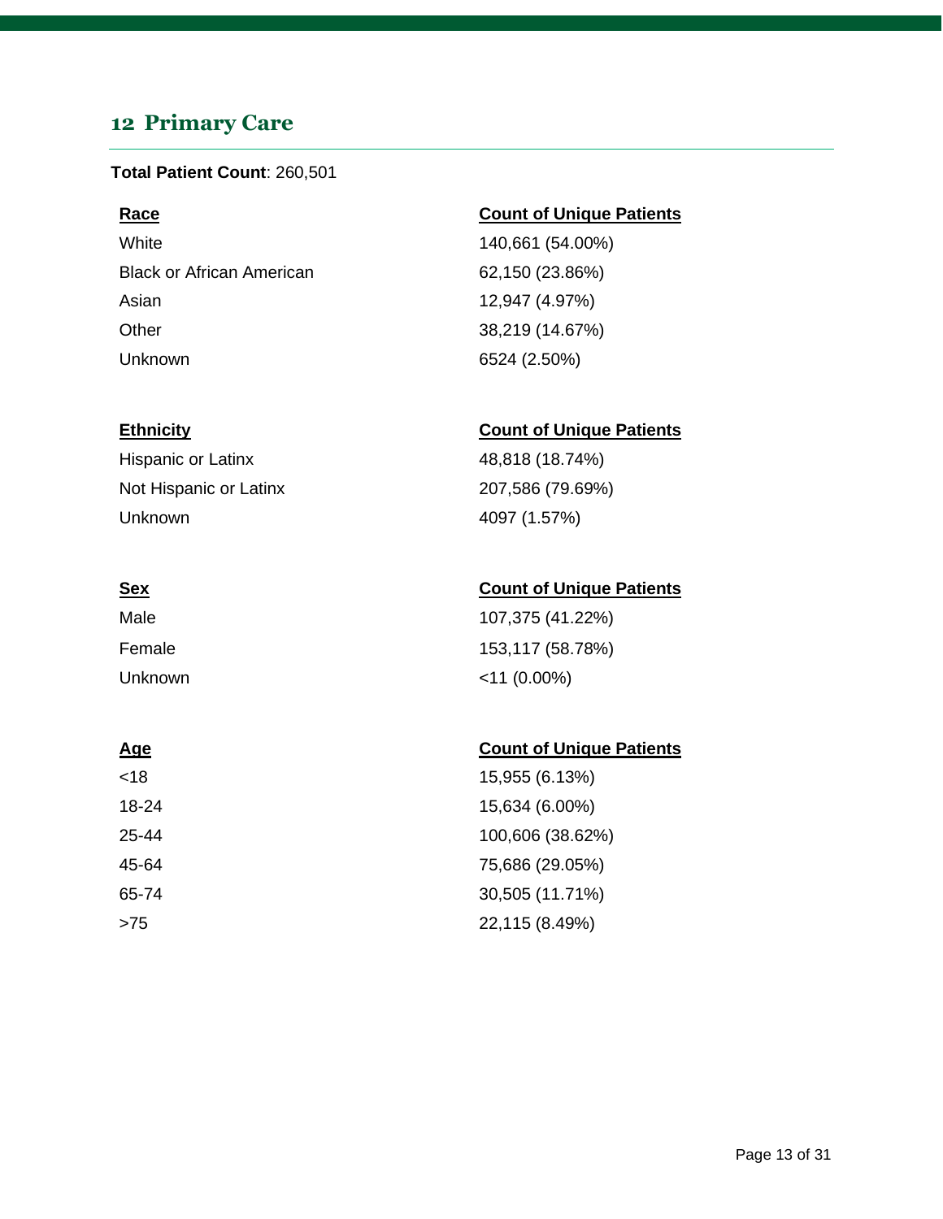## 12 Primary Care

**Total Patient Count**: 260,501

| Race | Count of Unique Patients |
| --- | --- |
| White | 140,661 (54.00%) |
| Black or African American | 62,150 (23.86%) |
| Asian | 12,947 (4.97%) |
| Other | 38,219 (14.67%) |
| Unknown | 6524 (2.50%) |

| Ethnicity | Count of Unique Patients |
| --- | --- |
| Hispanic or Latinx | 48,818 (18.74%) |
| Not Hispanic or Latinx | 207,586 (79.69%) |
| Unknown | 4097 (1.57%) |

| Sex | Count of Unique Patients |
| --- | --- |
| Male | 107,375 (41.22%) |
| Female | 153,117 (58.78%) |
| Unknown | <11 (0.00%) |

| Age | Count of Unique Patients |
| --- | --- |
| <18 | 15,955 (6.13%) |
| 18-24 | 15,634 (6.00%) |
| 25-44 | 100,606 (38.62%) |
| 45-64 | 75,686 (29.05%) |
| 65-74 | 30,505 (11.71%) |
| >75 | 22,115 (8.49%) |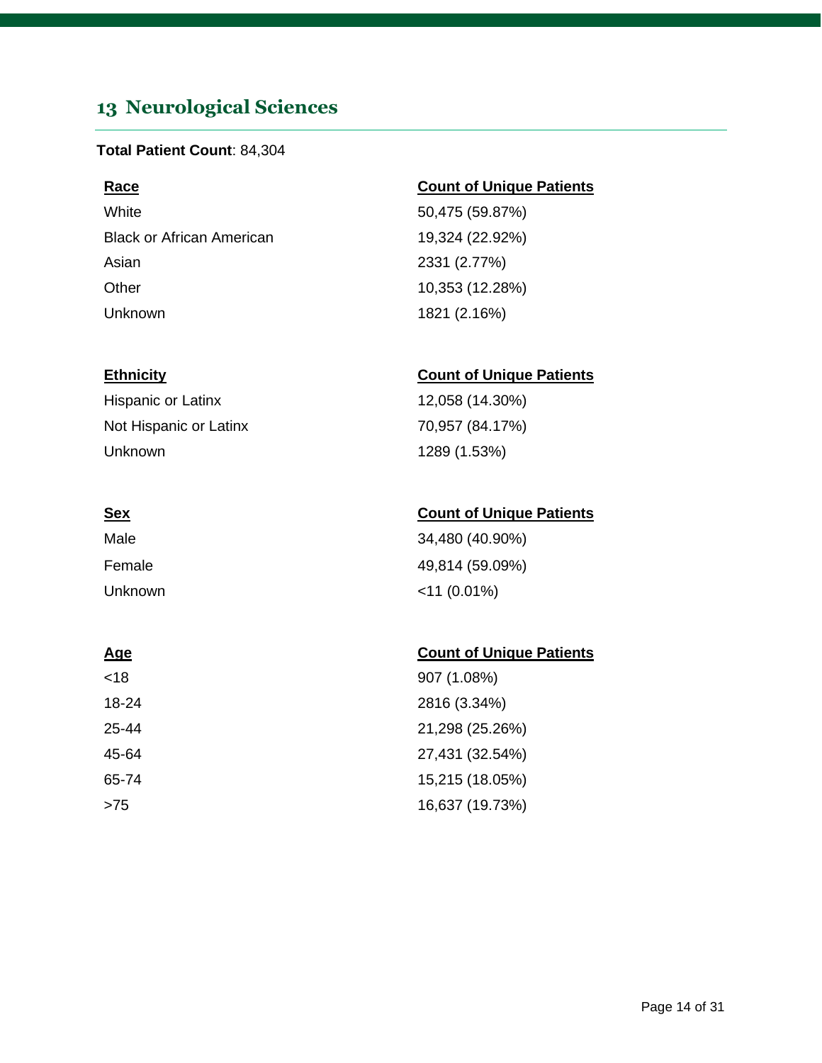## 13 Neurological Sciences

**Total Patient Count**: 84,304

| Race | Count of Unique Patients |
|---|---|
| White | 50,475 (59.87%) |
| Black or African American | 19,324 (22.92%) |
| Asian | 2331 (2.77%) |
| Other | 10,353 (12.28%) |
| Unknown | 1821 (2.16%) |

| Ethnicity | Count of Unique Patients |
|---|---|
| Hispanic or Latinx | 12,058 (14.30%) |
| Not Hispanic or Latinx | 70,957 (84.17%) |
| Unknown | 1289 (1.53%) |

| Sex | Count of Unique Patients |
|---|---|
| Male | 34,480 (40.90%) |
| Female | 49,814 (59.09%) |
| Unknown | <11 (0.01%) |

| Age | Count of Unique Patients |
|---|---|
| <18 | 907 (1.08%) |
| 18-24 | 2816 (3.34%) |
| 25-44 | 21,298 (25.26%) |
| 45-64 | 27,431 (32.54%) |
| 65-74 | 15,215 (18.05%) |
| >75 | 16,637 (19.73%) |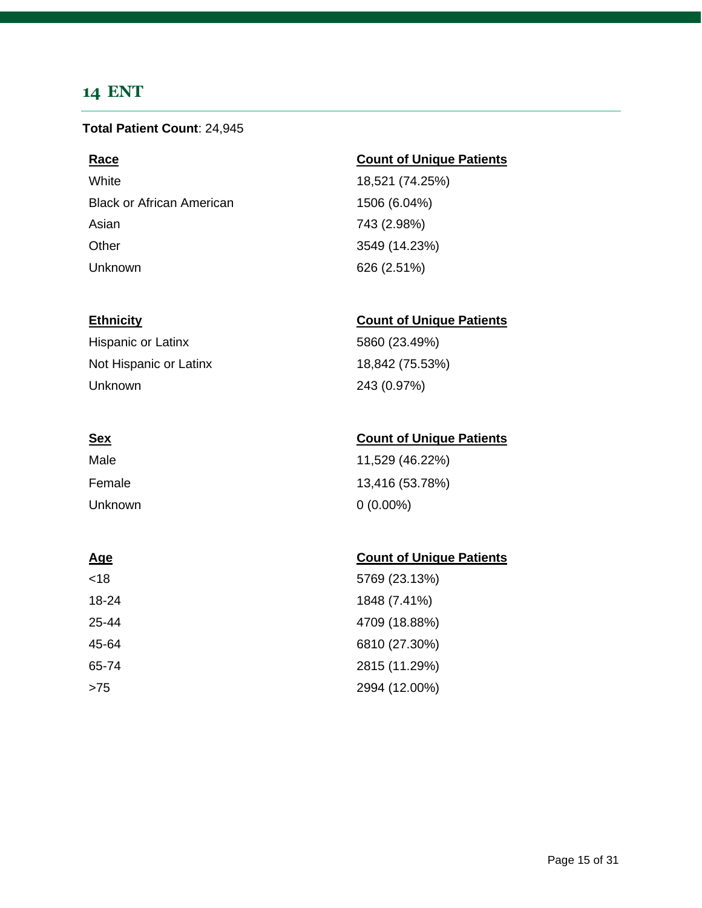## 14 ENT

**Total Patient Count**: 24,945

| Race | Count of Unique Patients |
|---|---|
| White | 18,521 (74.25%) |
| Black or African American | 1506 (6.04%) |
| Asian | 743 (2.98%) |
| Other | 3549 (14.23%) |
| Unknown | 626 (2.51%) |

| Ethnicity | Count of Unique Patients |
|---|---|
| Hispanic or Latinx | 5860 (23.49%) |
| Not Hispanic or Latinx | 18,842 (75.53%) |
| Unknown | 243 (0.97%) |

| Sex | Count of Unique Patients |
|---|---|
| Male | 11,529 (46.22%) |
| Female | 13,416 (53.78%) |
| Unknown | 0 (0.00%) |

| Age | Count of Unique Patients |
|---|---|
| <18 | 5769 (23.13%) |
| 18-24 | 1848 (7.41%) |
| 25-44 | 4709 (18.88%) |
| 45-64 | 6810 (27.30%) |
| 65-74 | 2815 (11.29%) |
| >75 | 2994 (12.00%) |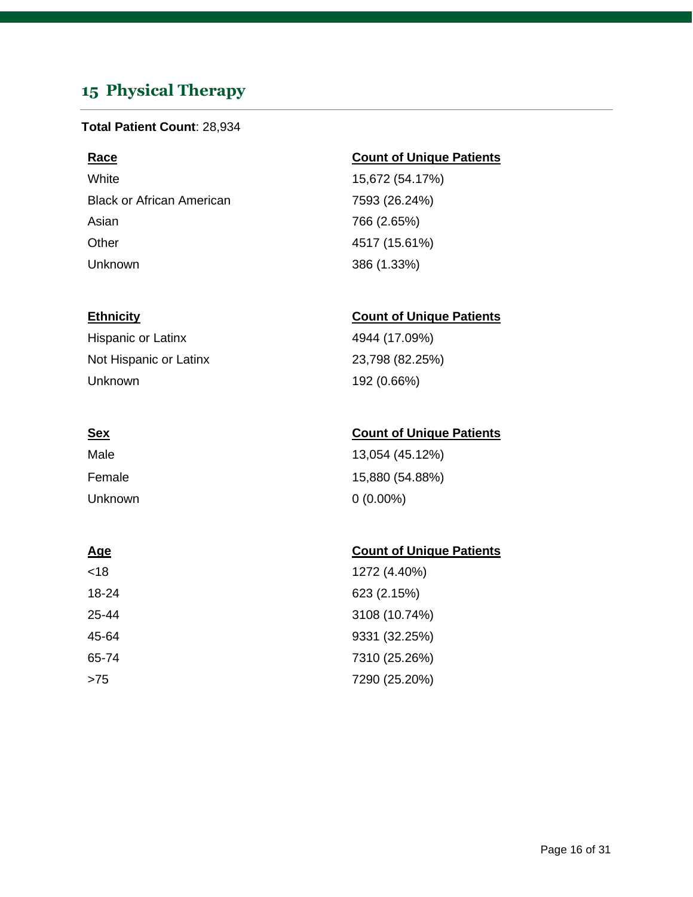## 15 Physical Therapy

**Total Patient Count**: 28,934

| Race | Count of Unique Patients |
|---|---|
| White | 15,672 (54.17%) |
| Black or African American | 7593 (26.24%) |
| Asian | 766 (2.65%) |
| Other | 4517 (15.61%) |
| Unknown | 386 (1.33%) |

| Ethnicity | Count of Unique Patients |
|---|---|
| Hispanic or Latinx | 4944 (17.09%) |
| Not Hispanic or Latinx | 23,798 (82.25%) |
| Unknown | 192 (0.66%) |

| Sex | Count of Unique Patients |
|---|---|
| Male | 13,054 (45.12%) |
| Female | 15,880 (54.88%) |
| Unknown | 0 (0.00%) |

| Age | Count of Unique Patients |
|---|---|
| <18 | 1272 (4.40%) |
| 18-24 | 623 (2.15%) |
| 25-44 | 3108 (10.74%) |
| 45-64 | 9331 (32.25%) |
| 65-74 | 7310 (25.26%) |
| >75 | 7290 (25.20%) |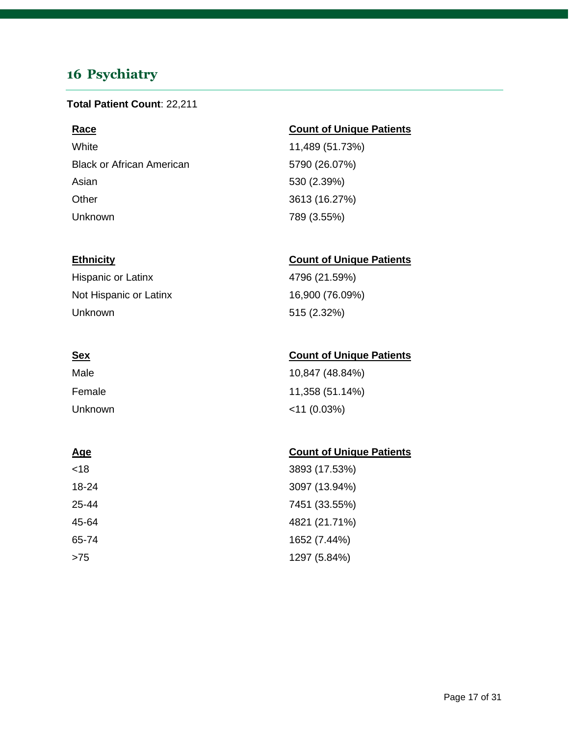## 16 Psychiatry

**Total Patient Count**: 22,211

| Race | Count of Unique Patients |
| --- | --- |
| White | 11,489 (51.73%) |
| Black or African American | 5790 (26.07%) |
| Asian | 530 (2.39%) |
| Other | 3613 (16.27%) |
| Unknown | 789 (3.55%) |

| Ethnicity | Count of Unique Patients |
| --- | --- |
| Hispanic or Latinx | 4796 (21.59%) |
| Not Hispanic or Latinx | 16,900 (76.09%) |
| Unknown | 515 (2.32%) |

| Sex | Count of Unique Patients |
| --- | --- |
| Male | 10,847 (48.84%) |
| Female | 11,358 (51.14%) |
| Unknown | <11 (0.03%) |

| Age | Count of Unique Patients |
| --- | --- |
| <18 | 3893 (17.53%) |
| 18-24 | 3097 (13.94%) |
| 25-44 | 7451 (33.55%) |
| 45-64 | 4821 (21.71%) |
| 65-74 | 1652 (7.44%) |
| >75 | 1297 (5.84%) |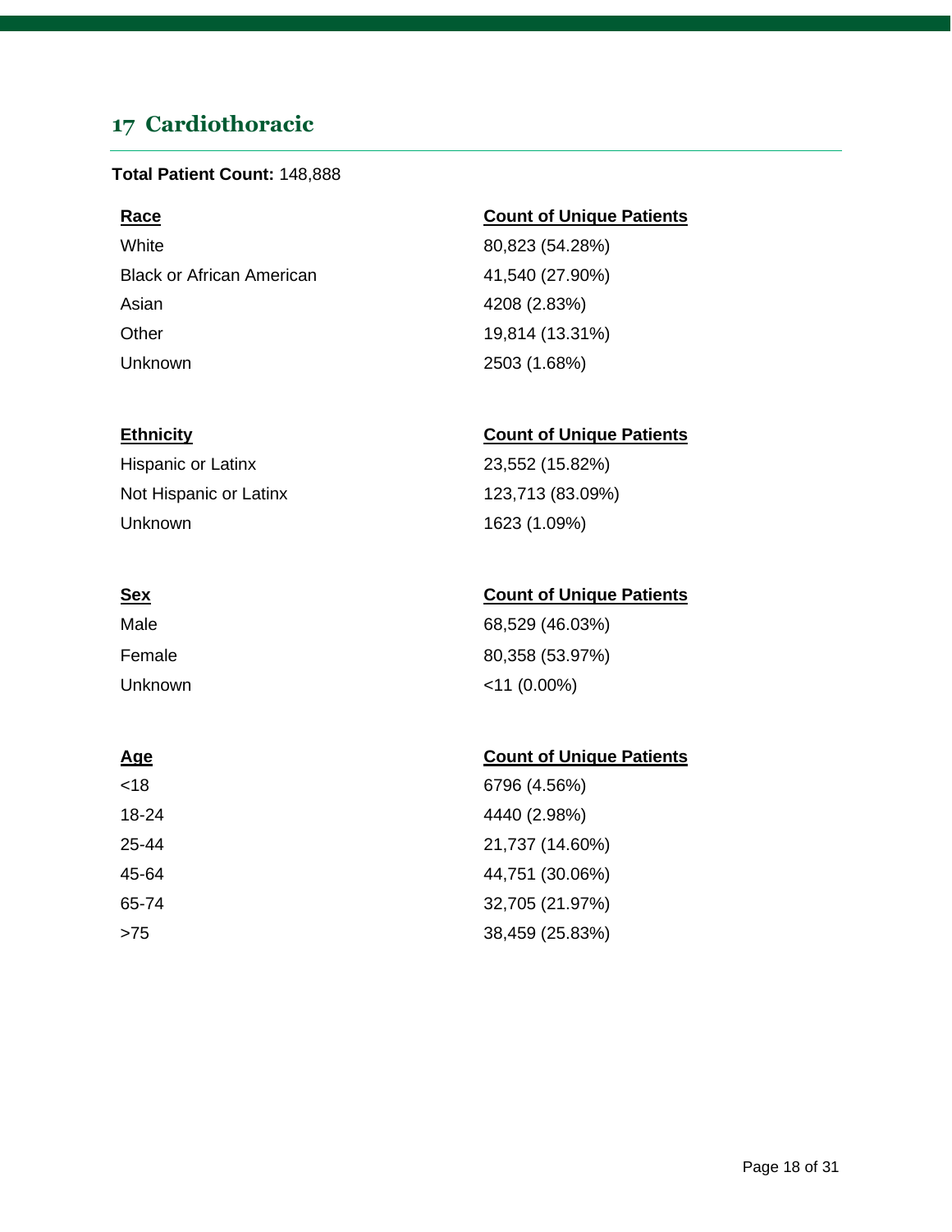## 17 Cardiothoracic

**Total Patient Count:** 148,888

| Race | Count of Unique Patients |
|---|---|
| White | 80,823 (54.28%) |
| Black or African American | 41,540 (27.90%) |
| Asian | 4208 (2.83%) |
| Other | 19,814 (13.31%) |
| Unknown | 2503 (1.68%) |

| Ethnicity | Count of Unique Patients |
|---|---|
| Hispanic or Latinx | 23,552 (15.82%) |
| Not Hispanic or Latinx | 123,713 (83.09%) |
| Unknown | 1623 (1.09%) |

| Sex | Count of Unique Patients |
|---|---|
| Male | 68,529 (46.03%) |
| Female | 80,358 (53.97%) |
| Unknown | <11 (0.00%) |

| Age | Count of Unique Patients |
|---|---|
| <18 | 6796 (4.56%) |
| 18-24 | 4440 (2.98%) |
| 25-44 | 21,737 (14.60%) |
| 45-64 | 44,751 (30.06%) |
| 65-74 | 32,705 (21.97%) |
| >75 | 38,459 (25.83%) |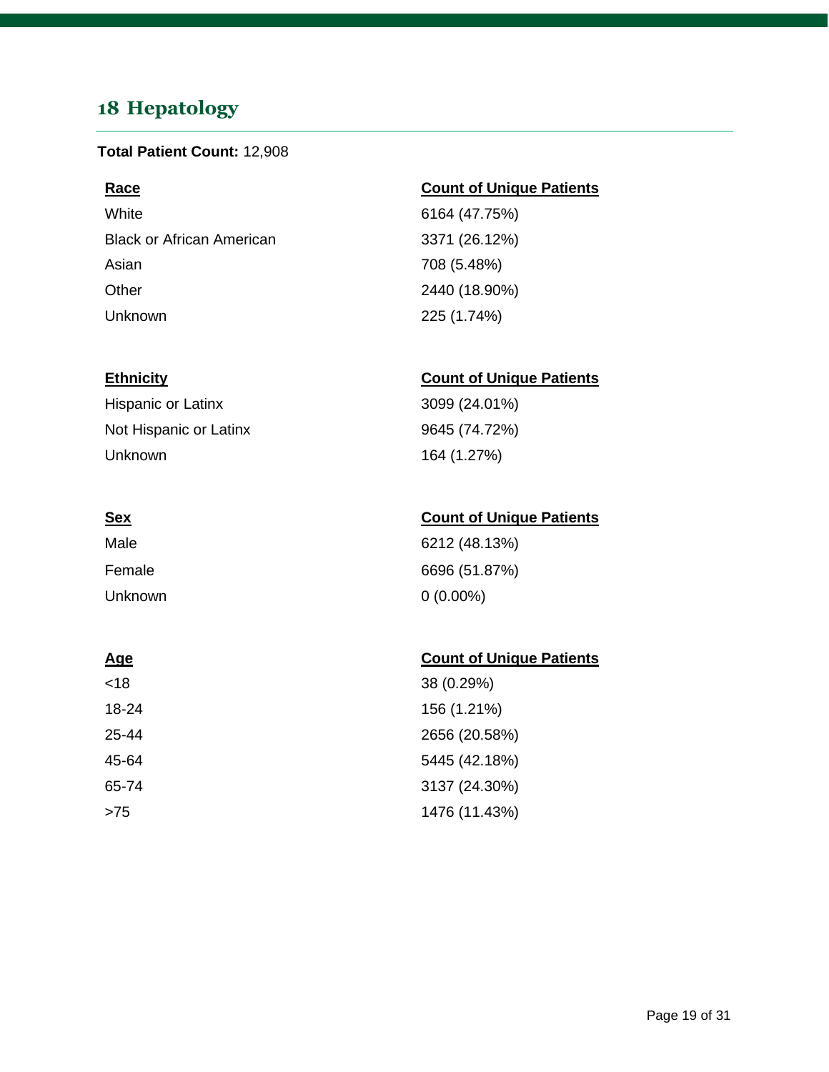## 18 Hepatology

**Total Patient Count:** 12,908

| Race | Count of Unique Patients |
| --- | --- |
| White | 6164 (47.75%) |
| Black or African American | 3371 (26.12%) |
| Asian | 708 (5.48%) |
| Other | 2440 (18.90%) |
| Unknown | 225 (1.74%) |

| Ethnicity | Count of Unique Patients |
| --- | --- |
| Hispanic or Latinx | 3099 (24.01%) |
| Not Hispanic or Latinx | 9645 (74.72%) |
| Unknown | 164 (1.27%) |

| Sex | Count of Unique Patients |
| --- | --- |
| Male | 6212 (48.13%) |
| Female | 6696 (51.87%) |
| Unknown | 0 (0.00%) |

| Age | Count of Unique Patients |
| --- | --- |
| <18 | 38 (0.29%) |
| 18-24 | 156 (1.21%) |
| 25-44 | 2656 (20.58%) |
| 45-64 | 5445 (42.18%) |
| 65-74 | 3137 (24.30%) |
| >75 | 1476 (11.43%) |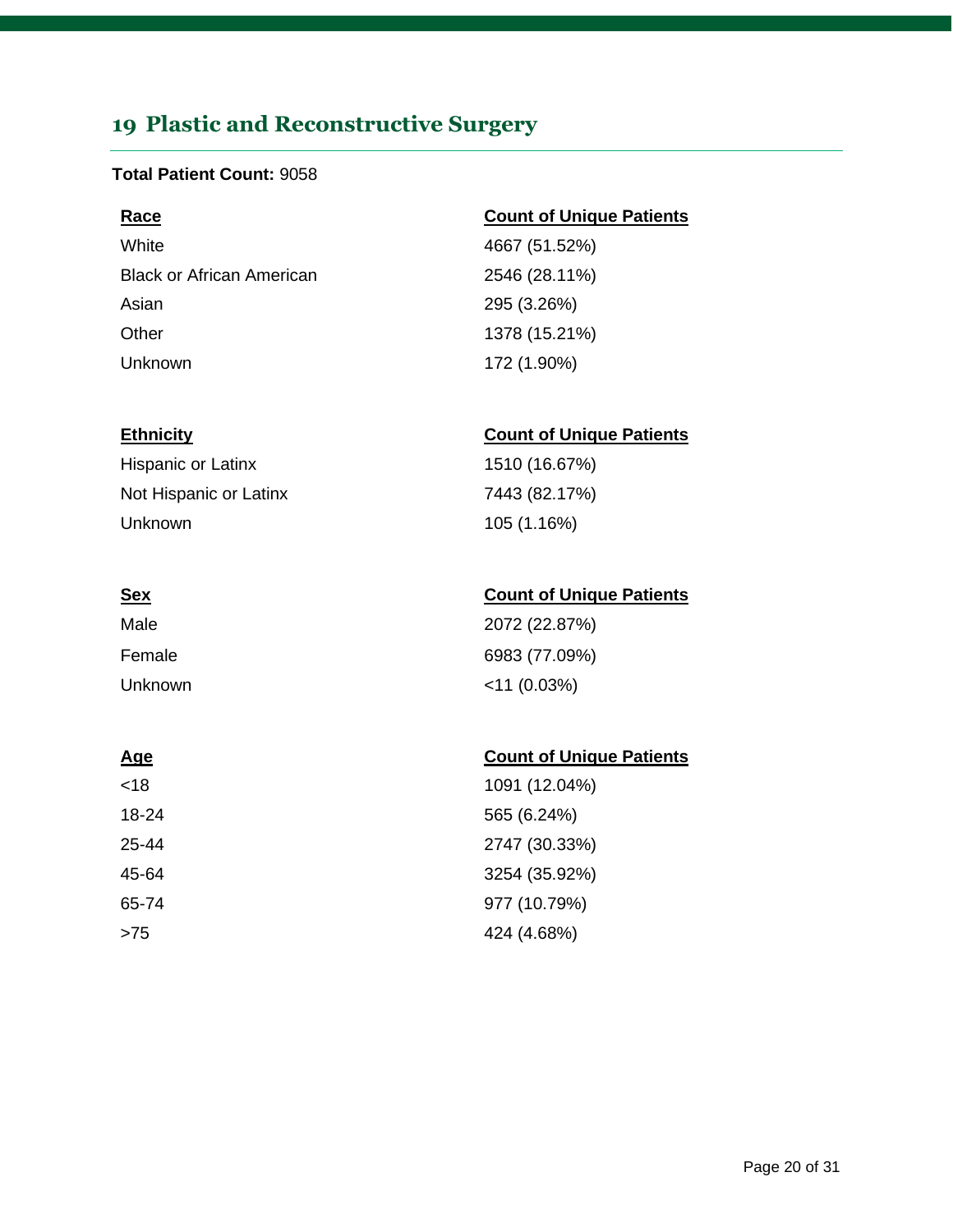## 19 Plastic and Reconstructive Surgery

**Total Patient Count:** 9058

| Race | Count of Unique Patients |
|---|---|
| White | 4667 (51.52%) |
| Black or African American | 2546 (28.11%) |
| Asian | 295 (3.26%) |
| Other | 1378 (15.21%) |
| Unknown | 172 (1.90%) |

| Ethnicity | Count of Unique Patients |
|---|---|
| Hispanic or Latinx | 1510 (16.67%) |
| Not Hispanic or Latinx | 7443 (82.17%) |
| Unknown | 105 (1.16%) |

| Sex | Count of Unique Patients |
|---|---|
| Male | 2072 (22.87%) |
| Female | 6983 (77.09%) |
| Unknown | <11 (0.03%) |

| Age | Count of Unique Patients |
|---|---|
| <18 | 1091 (12.04%) |
| 18-24 | 565 (6.24%) |
| 25-44 | 2747 (30.33%) |
| 45-64 | 3254 (35.92%) |
| 65-74 | 977 (10.79%) |
| >75 | 424 (4.68%) |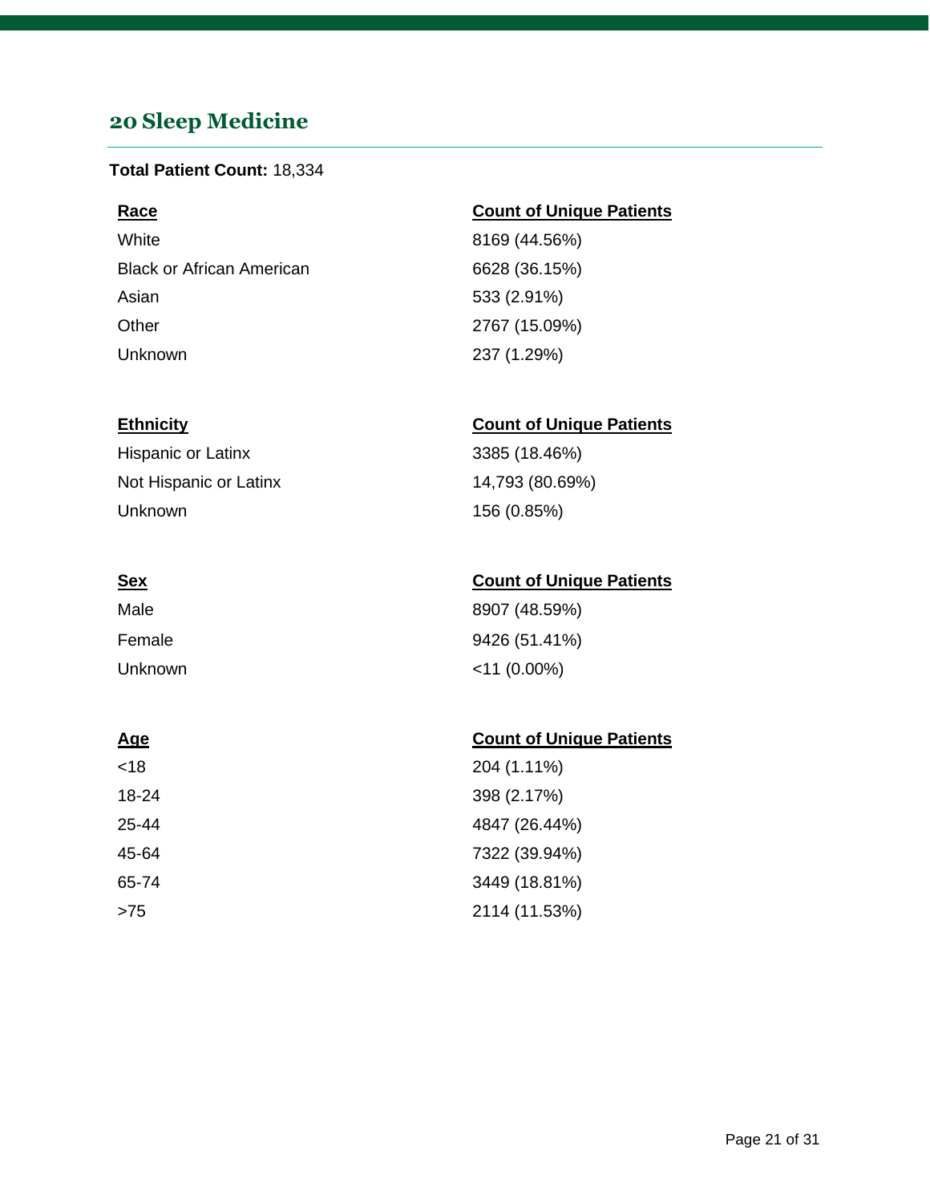## 20 Sleep Medicine

**Total Patient Count:** 18,334

| Race | Count of Unique Patients |
| --- | --- |
| White | 8169 (44.56%) |
| Black or African American | 6628 (36.15%) |
| Asian | 533 (2.91%) |
| Other | 2767 (15.09%) |
| Unknown | 237 (1.29%) |

| Ethnicity | Count of Unique Patients |
| --- | --- |
| Hispanic or Latinx | 3385 (18.46%) |
| Not Hispanic or Latinx | 14,793 (80.69%) |
| Unknown | 156 (0.85%) |

| Sex | Count of Unique Patients |
| --- | --- |
| Male | 8907 (48.59%) |
| Female | 9426 (51.41%) |
| Unknown | <11 (0.00%) |

| Age | Count of Unique Patients |
| --- | --- |
| <18 | 204 (1.11%) |
| 18-24 | 398 (2.17%) |
| 25-44 | 4847 (26.44%) |
| 45-64 | 7322 (39.94%) |
| 65-74 | 3449 (18.81%) |
| >75 | 2114 (11.53%) |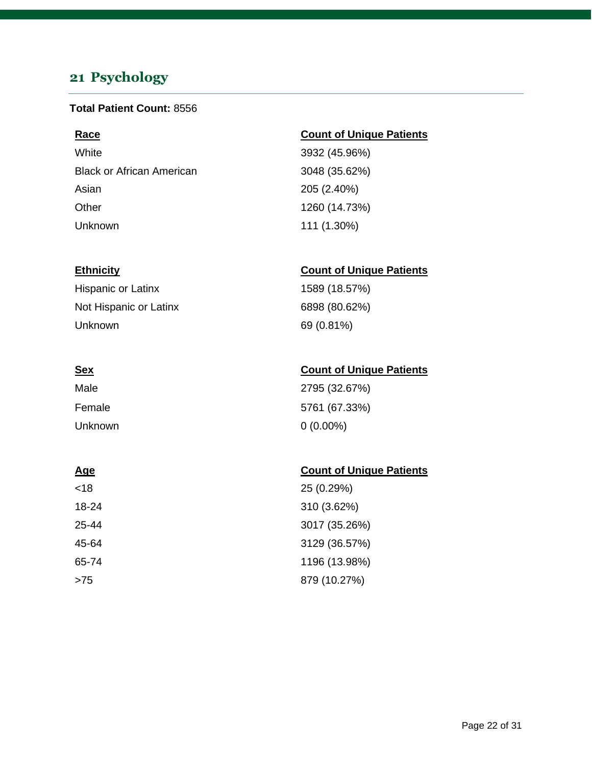## 21 Psychology

**Total Patient Count:** 8556

| Race | Count of Unique Patients |
| --- | --- |
| White | 3932 (45.96%) |
| Black or African American | 3048 (35.62%) |
| Asian | 205 (2.40%) |
| Other | 1260 (14.73%) |
| Unknown | 111 (1.30%) |

| Ethnicity | Count of Unique Patients |
| --- | --- |
| Hispanic or Latinx | 1589 (18.57%) |
| Not Hispanic or Latinx | 6898 (80.62%) |
| Unknown | 69 (0.81%) |

| Sex | Count of Unique Patients |
| --- | --- |
| Male | 2795 (32.67%) |
| Female | 5761 (67.33%) |
| Unknown | 0 (0.00%) |

| Age | Count of Unique Patients |
| --- | --- |
| <18 | 25 (0.29%) |
| 18-24 | 310 (3.62%) |
| 25-44 | 3017 (35.26%) |
| 45-64 | 3129 (36.57%) |
| 65-74 | 1196 (13.98%) |
| >75 | 879 (10.27%) |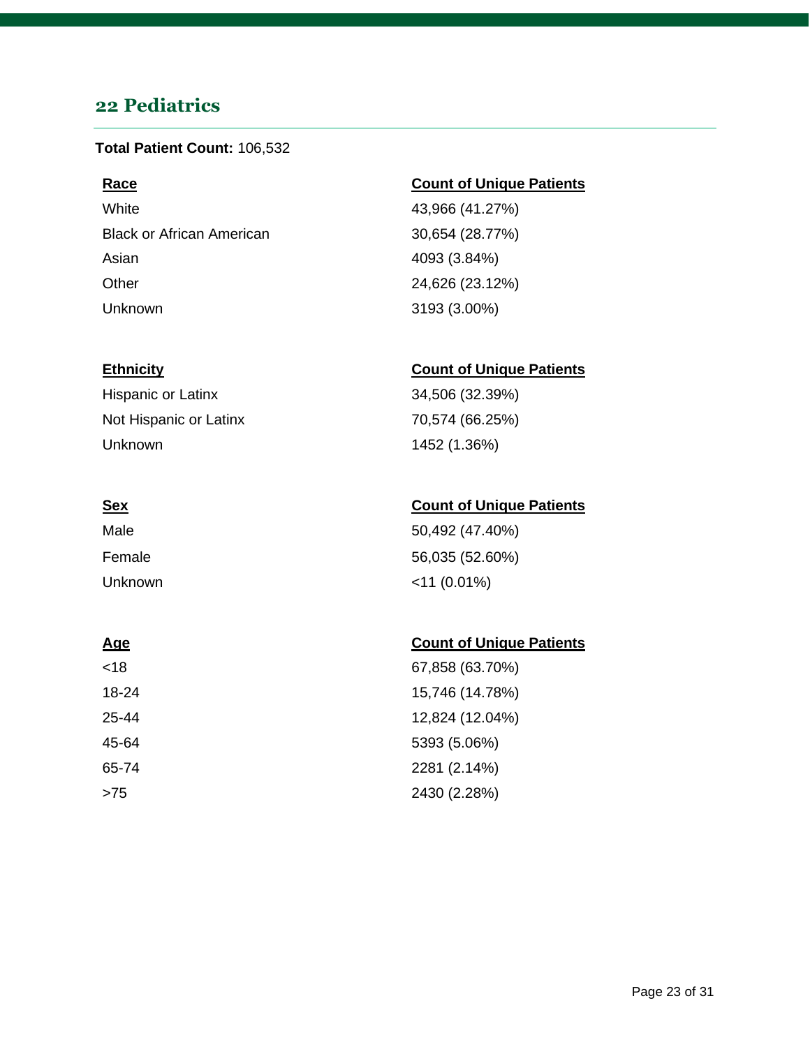## 22 Pediatrics

**Total Patient Count:** 106,532

| Race | Count of Unique Patients |
|---|---|
| White | 43,966 (41.27%) |
| Black or African American | 30,654 (28.77%) |
| Asian | 4093 (3.84%) |
| Other | 24,626 (23.12%) |
| Unknown | 3193 (3.00%) |

| Ethnicity | Count of Unique Patients |
|---|---|
| Hispanic or Latinx | 34,506 (32.39%) |
| Not Hispanic or Latinx | 70,574 (66.25%) |
| Unknown | 1452 (1.36%) |

| Sex | Count of Unique Patients |
|---|---|
| Male | 50,492 (47.40%) |
| Female | 56,035 (52.60%) |
| Unknown | <11 (0.01%) |

| Age | Count of Unique Patients |
|---|---|
| <18 | 67,858 (63.70%) |
| 18-24 | 15,746 (14.78%) |
| 25-44 | 12,824 (12.04%) |
| 45-64 | 5393 (5.06%) |
| 65-74 | 2281 (2.14%) |
| >75 | 2430 (2.28%) |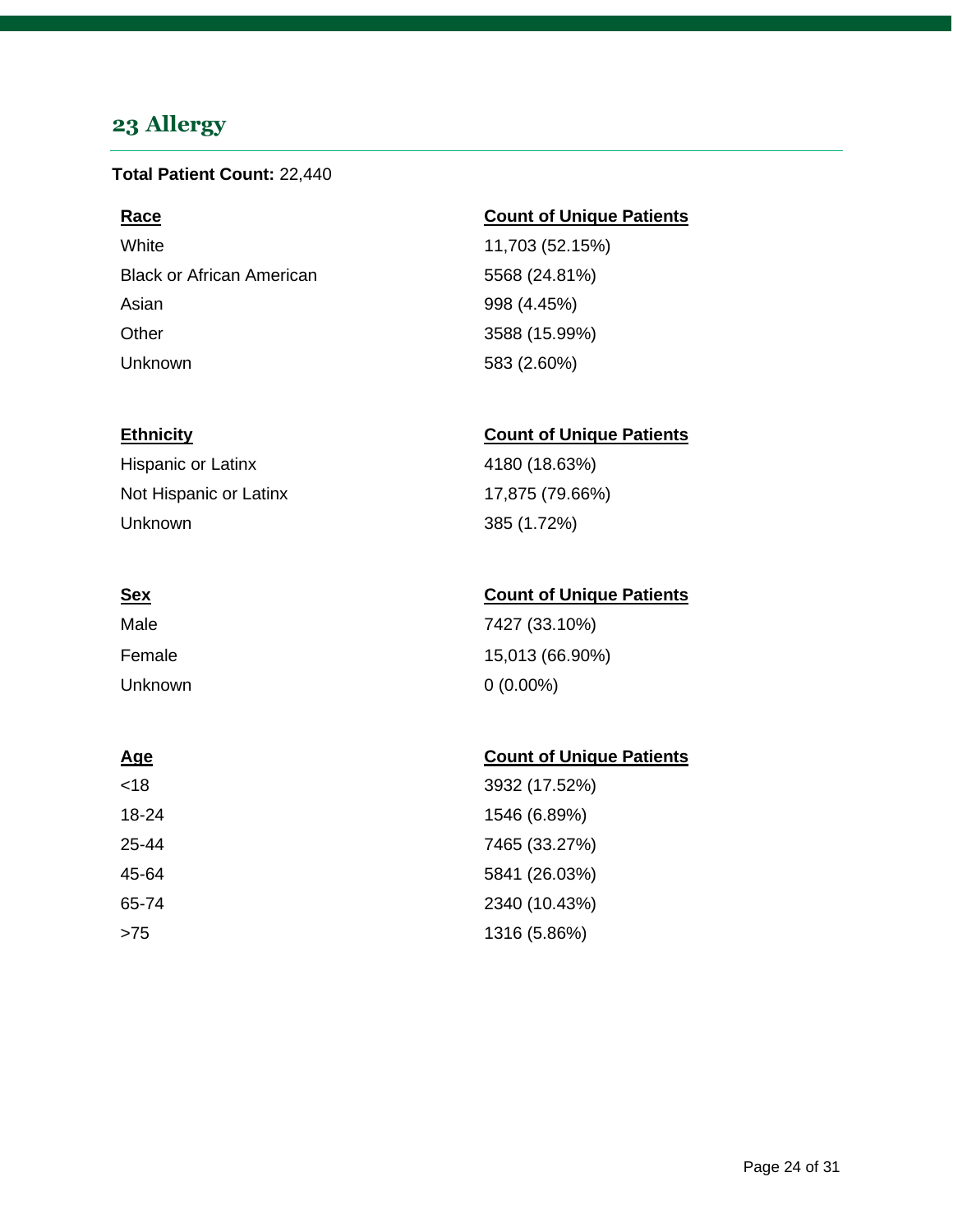## 23 Allergy

**Total Patient Count:** 22,440

| Race | Count of Unique Patients |
| --- | --- |
| White | 11,703 (52.15%) |
| Black or African American | 5568 (24.81%) |
| Asian | 998 (4.45%) |
| Other | 3588 (15.99%) |
| Unknown | 583 (2.60%) |

| Ethnicity | Count of Unique Patients |
| --- | --- |
| Hispanic or Latinx | 4180 (18.63%) |
| Not Hispanic or Latinx | 17,875 (79.66%) |
| Unknown | 385 (1.72%) |

| Sex | Count of Unique Patients |
| --- | --- |
| Male | 7427 (33.10%) |
| Female | 15,013 (66.90%) |
| Unknown | 0 (0.00%) |

| Age | Count of Unique Patients |
| --- | --- |
| <18 | 3932 (17.52%) |
| 18-24 | 1546 (6.89%) |
| 25-44 | 7465 (33.27%) |
| 45-64 | 5841 (26.03%) |
| 65-74 | 2340 (10.43%) |
| >75 | 1316 (5.86%) |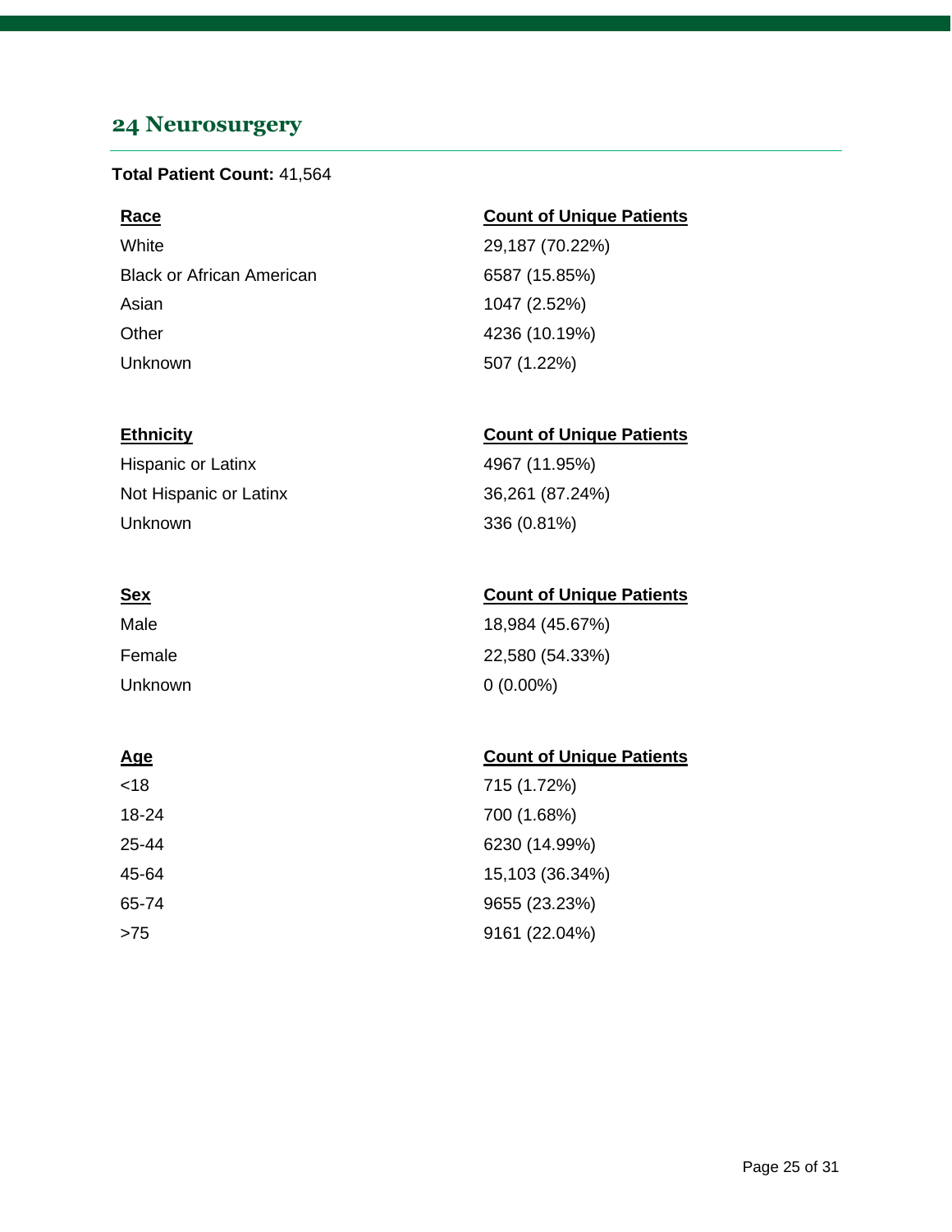## 24 Neurosurgery

**Total Patient Count:** 41,564

| Race | Count of Unique Patients |
| --- | --- |
| White | 29,187 (70.22%) |
| Black or African American | 6587 (15.85%) |
| Asian | 1047 (2.52%) |
| Other | 4236 (10.19%) |
| Unknown | 507 (1.22%) |

| Ethnicity | Count of Unique Patients |
| --- | --- |
| Hispanic or Latinx | 4967 (11.95%) |
| Not Hispanic or Latinx | 36,261 (87.24%) |
| Unknown | 336 (0.81%) |

| Sex | Count of Unique Patients |
| --- | --- |
| Male | 18,984 (45.67%) |
| Female | 22,580 (54.33%) |
| Unknown | 0 (0.00%) |

| Age | Count of Unique Patients |
| --- | --- |
| <18 | 715 (1.72%) |
| 18-24 | 700 (1.68%) |
| 25-44 | 6230 (14.99%) |
| 45-64 | 15,103 (36.34%) |
| 65-74 | 9655 (23.23%) |
| >75 | 9161 (22.04%) |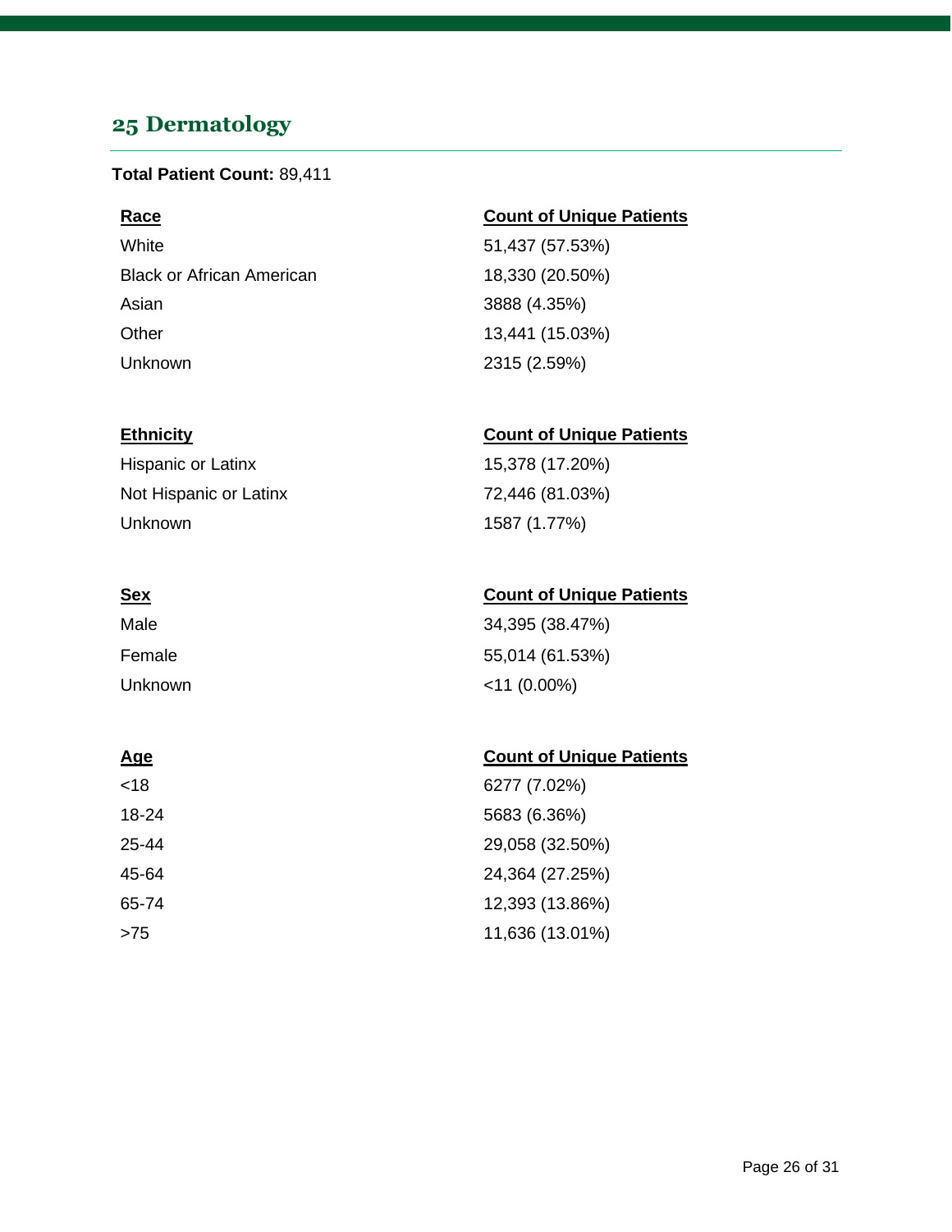## 25 Dermatology

**Total Patient Count:** 89,411

| Race | Count of Unique Patients |
|---|---|
| White | 51,437 (57.53%) |
| Black or African American | 18,330 (20.50%) |
| Asian | 3888 (4.35%) |
| Other | 13,441 (15.03%) |
| Unknown | 2315 (2.59%) |

| Ethnicity | Count of Unique Patients |
|---|---|
| Hispanic or Latinx | 15,378 (17.20%) |
| Not Hispanic or Latinx | 72,446 (81.03%) |
| Unknown | 1587 (1.77%) |

| Sex | Count of Unique Patients |
|---|---|
| Male | 34,395 (38.47%) |
| Female | 55,014 (61.53%) |
| Unknown | <11 (0.00%) |

| Age | Count of Unique Patients |
|---|---|
| <18 | 6277 (7.02%) |
| 18-24 | 5683 (6.36%) |
| 25-44 | 29,058 (32.50%) |
| 45-64 | 24,364 (27.25%) |
| 65-74 | 12,393 (13.86%) |
| >75 | 11,636 (13.01%) |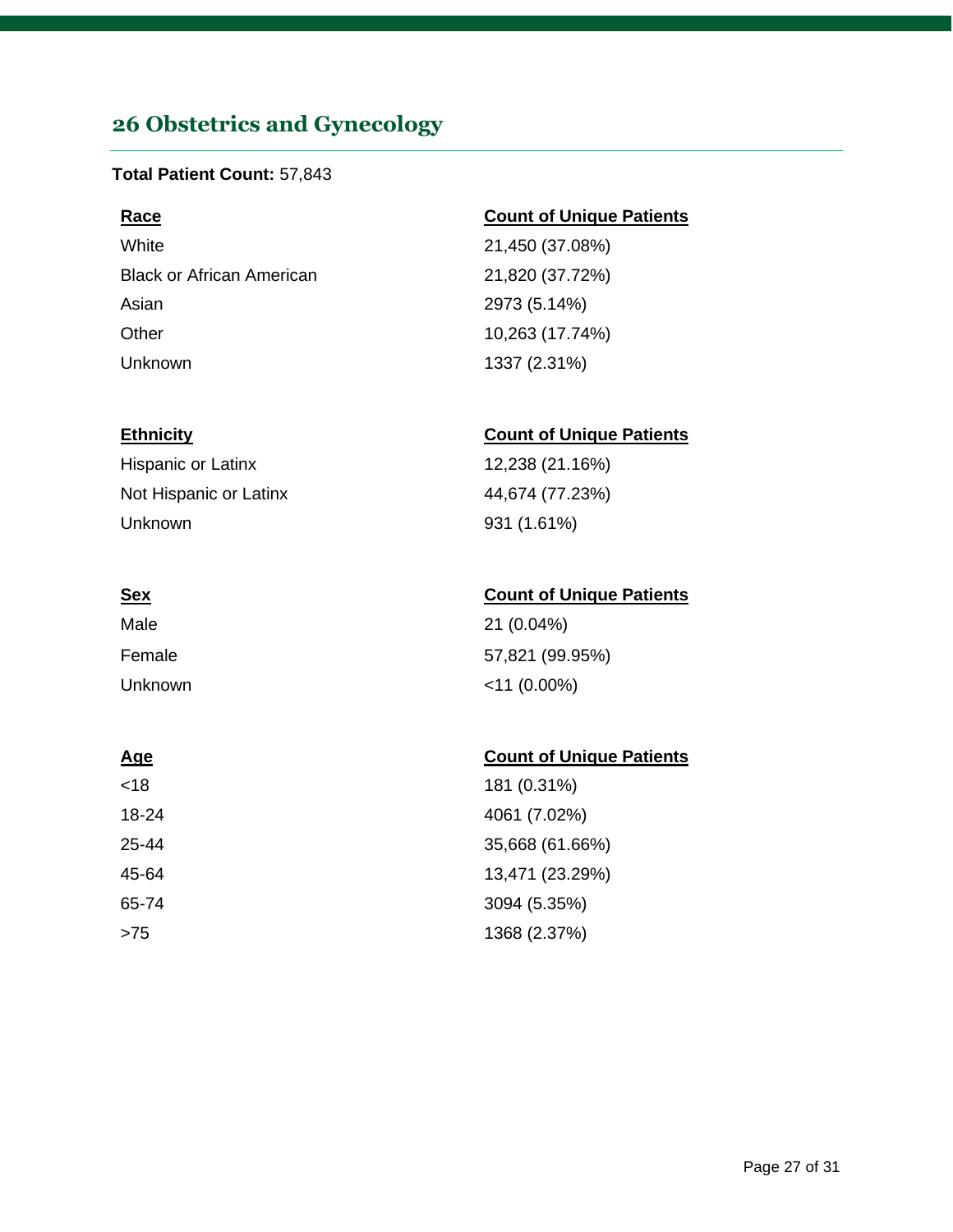## 26 Obstetrics and Gynecology

**Total Patient Count:** 57,843

| Race | Count of Unique Patients |
|---|---|
| White | 21,450 (37.08%) |
| Black or African American | 21,820 (37.72%) |
| Asian | 2973 (5.14%) |
| Other | 10,263 (17.74%) |
| Unknown | 1337 (2.31%) |

| Ethnicity | Count of Unique Patients |
|---|---|
| Hispanic or Latinx | 12,238 (21.16%) |
| Not Hispanic or Latinx | 44,674 (77.23%) |
| Unknown | 931 (1.61%) |

| Sex | Count of Unique Patients |
|---|---|
| Male | 21 (0.04%) |
| Female | 57,821 (99.95%) |
| Unknown | <11 (0.00%) |

| Age | Count of Unique Patients |
|---|---|
| <18 | 181 (0.31%) |
| 18-24 | 4061 (7.02%) |
| 25-44 | 35,668 (61.66%) |
| 45-64 | 13,471 (23.29%) |
| 65-74 | 3094 (5.35%) |
| >75 | 1368 (2.37%) |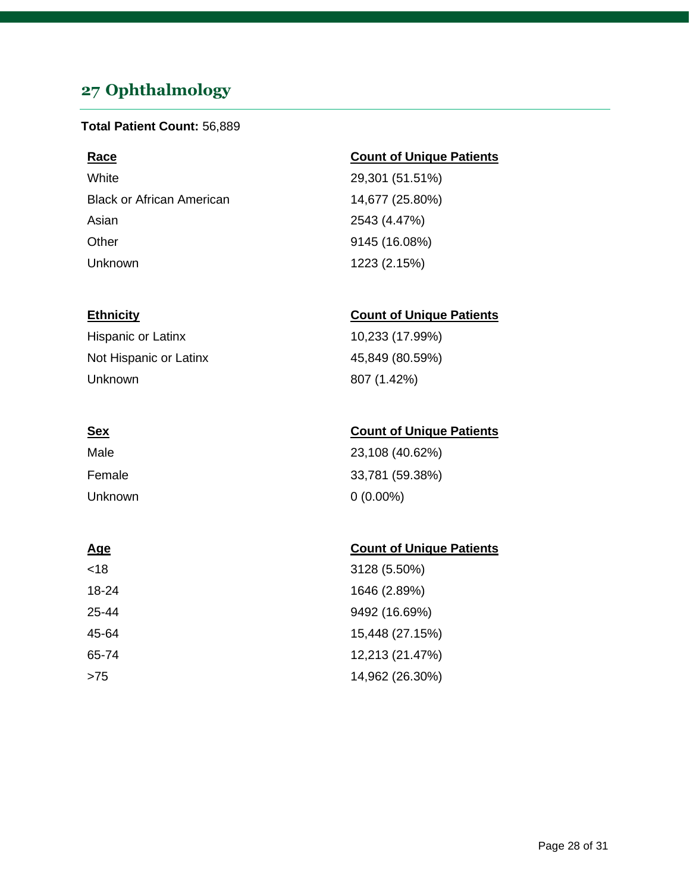## 27 Ophthalmology

**Total Patient Count:** 56,889

| Race | Count of Unique Patients |
|---|---|
| White | 29,301 (51.51%) |
| Black or African American | 14,677 (25.80%) |
| Asian | 2543 (4.47%) |
| Other | 9145 (16.08%) |
| Unknown | 1223 (2.15%) |

| Ethnicity | Count of Unique Patients |
|---|---|
| Hispanic or Latinx | 10,233 (17.99%) |
| Not Hispanic or Latinx | 45,849 (80.59%) |
| Unknown | 807 (1.42%) |

| Sex | Count of Unique Patients |
|---|---|
| Male | 23,108 (40.62%) |
| Female | 33,781 (59.38%) |
| Unknown | 0 (0.00%) |

| Age | Count of Unique Patients |
|---|---|
| <18 | 3128 (5.50%) |
| 18-24 | 1646 (2.89%) |
| 25-44 | 9492 (16.69%) |
| 45-64 | 15,448 (27.15%) |
| 65-74 | 12,213 (21.47%) |
| >75 | 14,962 (26.30%) |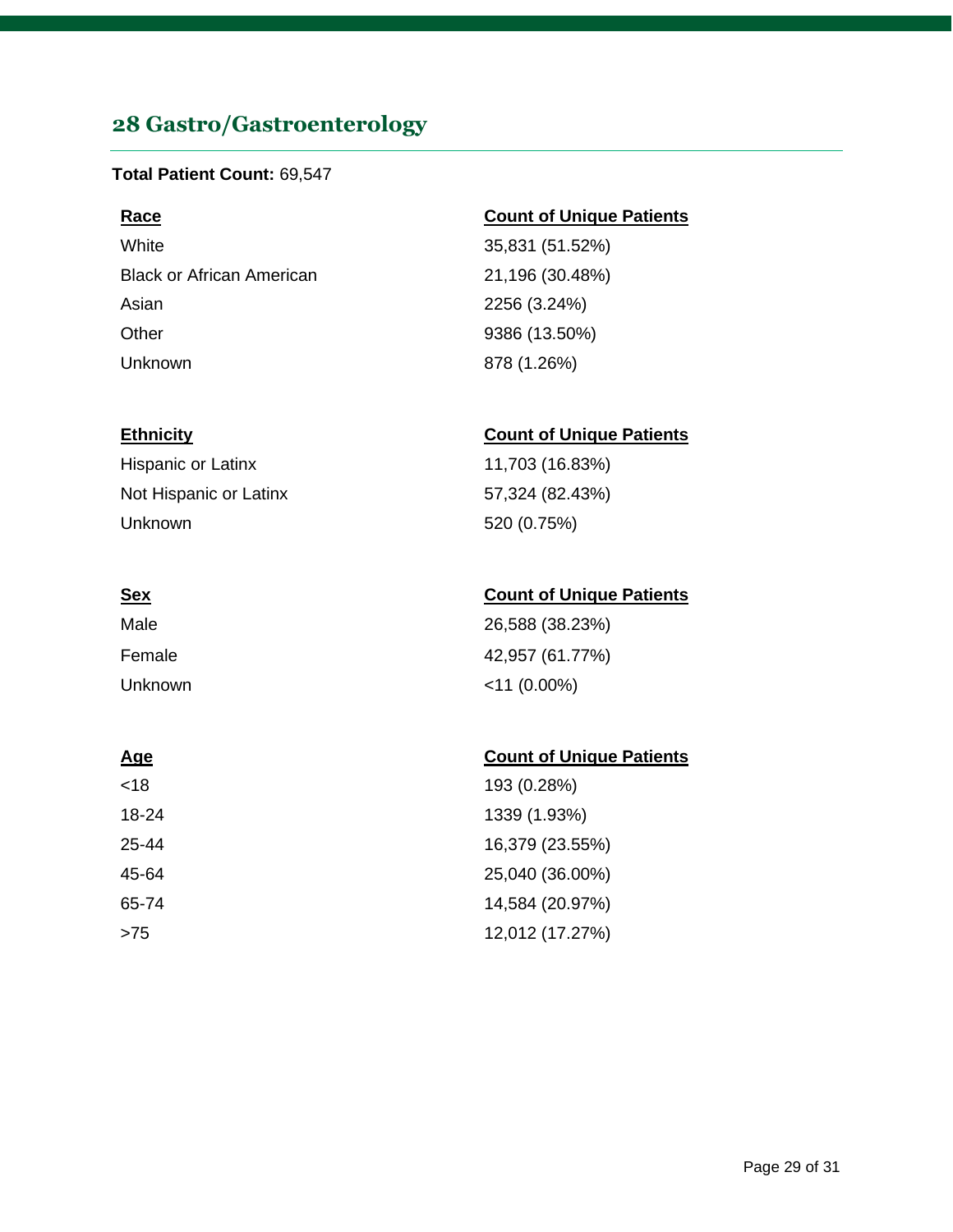## 28 Gastro/Gastroenterology

**Total Patient Count:** 69,547

| Race | Count of Unique Patients |
|---|---|
| White | 35,831 (51.52%) |
| Black or African American | 21,196 (30.48%) |
| Asian | 2256 (3.24%) |
| Other | 9386 (13.50%) |
| Unknown | 878 (1.26%) |

| Ethnicity | Count of Unique Patients |
|---|---|
| Hispanic or Latinx | 11,703 (16.83%) |
| Not Hispanic or Latinx | 57,324 (82.43%) |
| Unknown | 520 (0.75%) |

| Sex | Count of Unique Patients |
|---|---|
| Male | 26,588 (38.23%) |
| Female | 42,957 (61.77%) |
| Unknown | <11 (0.00%) |

| Age | Count of Unique Patients |
|---|---|
| <18 | 193 (0.28%) |
| 18-24 | 1339 (1.93%) |
| 25-44 | 16,379 (23.55%) |
| 45-64 | 25,040 (36.00%) |
| 65-74 | 14,584 (20.97%) |
| >75 | 12,012 (17.27%) |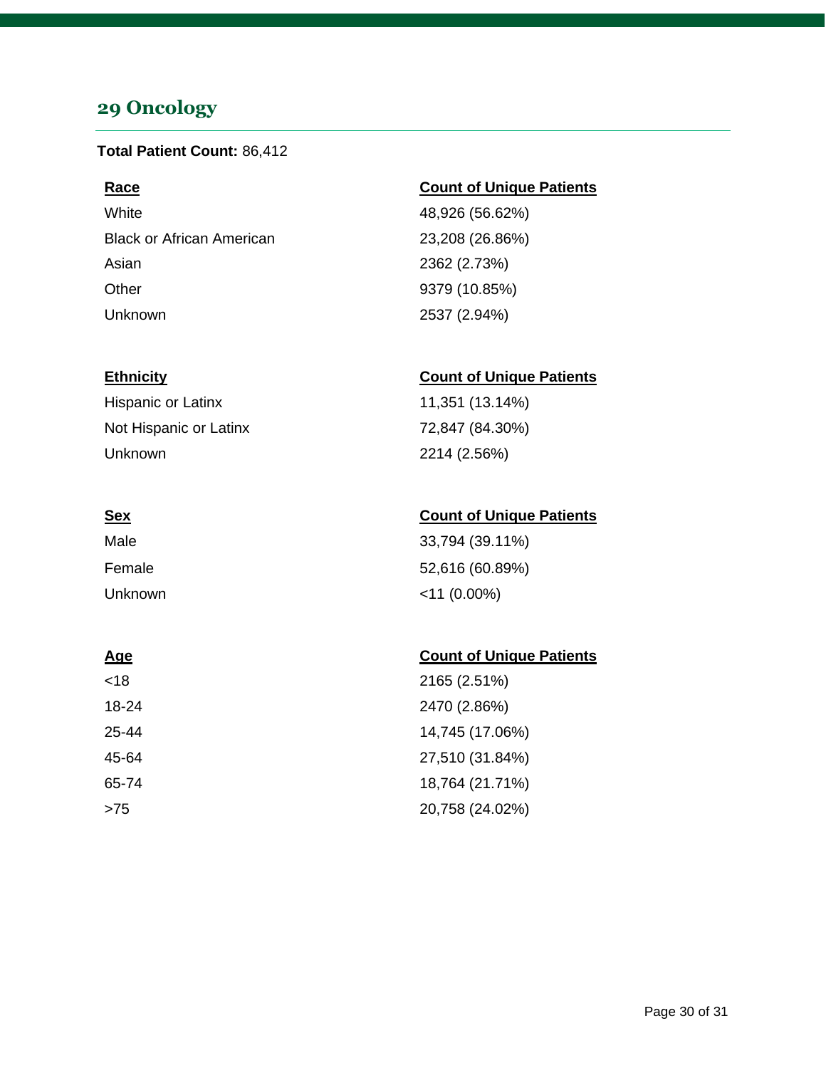## 29 Oncology

**Total Patient Count:** 86,412

| Race | Count of Unique Patients |
| --- | --- |
| White | 48,926 (56.62%) |
| Black or African American | 23,208 (26.86%) |
| Asian | 2362 (2.73%) |
| Other | 9379 (10.85%) |
| Unknown | 2537 (2.94%) |

| Ethnicity | Count of Unique Patients |
| --- | --- |
| Hispanic or Latinx | 11,351 (13.14%) |
| Not Hispanic or Latinx | 72,847 (84.30%) |
| Unknown | 2214 (2.56%) |

| Sex | Count of Unique Patients |
| --- | --- |
| Male | 33,794 (39.11%) |
| Female | 52,616 (60.89%) |
| Unknown | <11 (0.00%) |

| Age | Count of Unique Patients |
| --- | --- |
| <18 | 2165 (2.51%) |
| 18-24 | 2470 (2.86%) |
| 25-44 | 14,745 (17.06%) |
| 45-64 | 27,510 (31.84%) |
| 65-74 | 18,764 (21.71%) |
| >75 | 20,758 (24.02%) |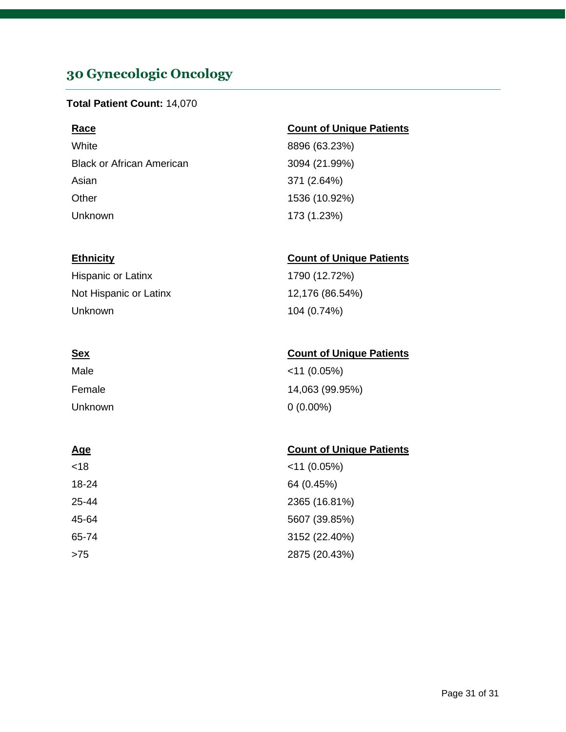## 30 Gynecologic Oncology

**Total Patient Count:** 14,070

| Race | Count of Unique Patients |
|---|---|
| White | 8896 (63.23%) |
| Black or African American | 3094 (21.99%) |
| Asian | 371 (2.64%) |
| Other | 1536 (10.92%) |
| Unknown | 173 (1.23%) |

| Ethnicity | Count of Unique Patients |
|---|---|
| Hispanic or Latinx | 1790 (12.72%) |
| Not Hispanic or Latinx | 12,176 (86.54%) |
| Unknown | 104 (0.74%) |

| Sex | Count of Unique Patients |
|---|---|
| Male | <11 (0.05%) |
| Female | 14,063 (99.95%) |
| Unknown | 0 (0.00%) |

| Age | Count of Unique Patients |
|---|---|
| <18 | <11 (0.05%) |
| 18-24 | 64 (0.45%) |
| 25-44 | 2365 (16.81%) |
| 45-64 | 5607 (39.85%) |
| 65-74 | 3152 (22.40%) |
| >75 | 2875 (20.43%) |